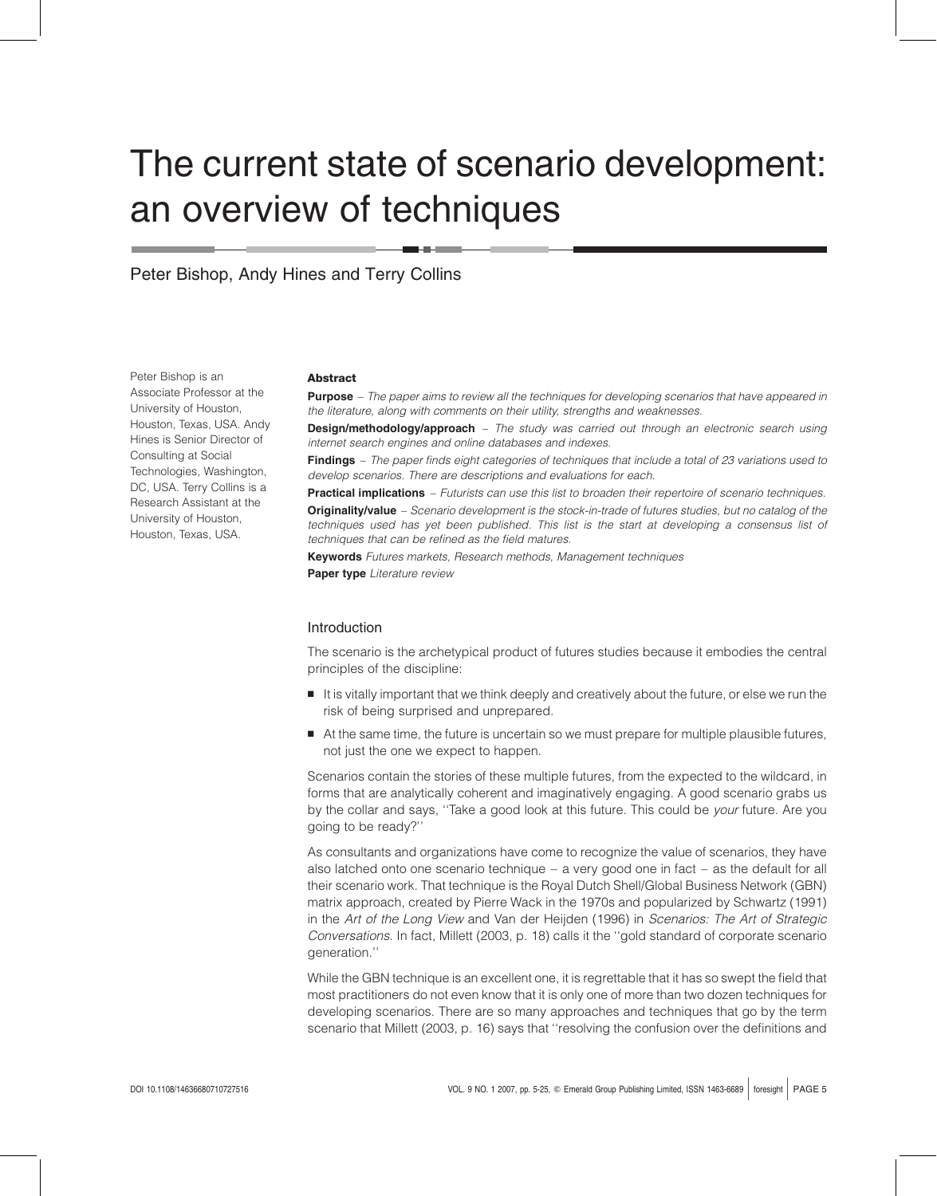# The current state of scenario development: an overview of techniques

Peter Bishop, Andy Hines and Terry Collins

Peter Bishop is an Associate Professor at the University of Houston, Houston, Texas, USA. Andy Hines is Senior Director of Consulting at Social Technologies, Washington, DC, USA. Terry Collins is a Research Assistant at the University of Houston, Houston, Texas, USA.

**Abstract**

**Purpose** – *The paper aims to review all the techniques for developing scenarios that have appeared in the literature, along with comments on their utility, strengths and weaknesses.*

**Design/methodology/approach** – *The study was carried out through an electronic search using internet search engines and online databases and indexes.*

**Findings** – *The paper finds eight categories of techniques that include a total of 23 variations used to develop scenarios. There are descriptions and evaluations for each.*

**Practical implications** – *Futurists can use this list to broaden their repertoire of scenario techniques.*

**Originality/value** – *Scenario development is the stock-in-trade of futures studies, but no catalog of the techniques used has yet been published. This list is the start at developing a consensus list of techniques that can be refined as the field matures.*

**Keywords** *Futures markets, Research methods, Management techniques*

**Paper type** *Literature review*

## Introduction

The scenario is the archetypical product of futures studies because it embodies the central principles of the discipline:

- It is vitally important that we think deeply and creatively about the future, or else we run the risk of being surprised and unprepared.
- At the same time, the future is uncertain so we must prepare for multiple plausible futures, not just the one we expect to happen.

Scenarios contain the stories of these multiple futures, from the expected to the wildcard, in forms that are analytically coherent and imaginatively engaging. A good scenario grabs us by the collar and says, ''Take a good look at this future. This could be *your* future. Are you going to be ready?''

As consultants and organizations have come to recognize the value of scenarios, they have also latched onto one scenario technique – a very good one in fact – as the default for all their scenario work. That technique is the Royal Dutch Shell/Global Business Network (GBN) matrix approach, created by Pierre Wack in the 1970s and popularized by Schwartz (1991) in the *Art of the Long View* and Van der Heijden (1996) in *Scenarios: The Art of Strategic Conversations*. In fact, Millett (2003, p. 18) calls it the ''gold standard of corporate scenario generation.''

While the GBN technique is an excellent one, it is regrettable that it has so swept the field that most practitioners do not even know that it is only one of more than two dozen techniques for developing scenarios. There are so many approaches and techniques that go by the term scenario that Millett (2003, p. 16) says that ''resolving the confusion over the definitions and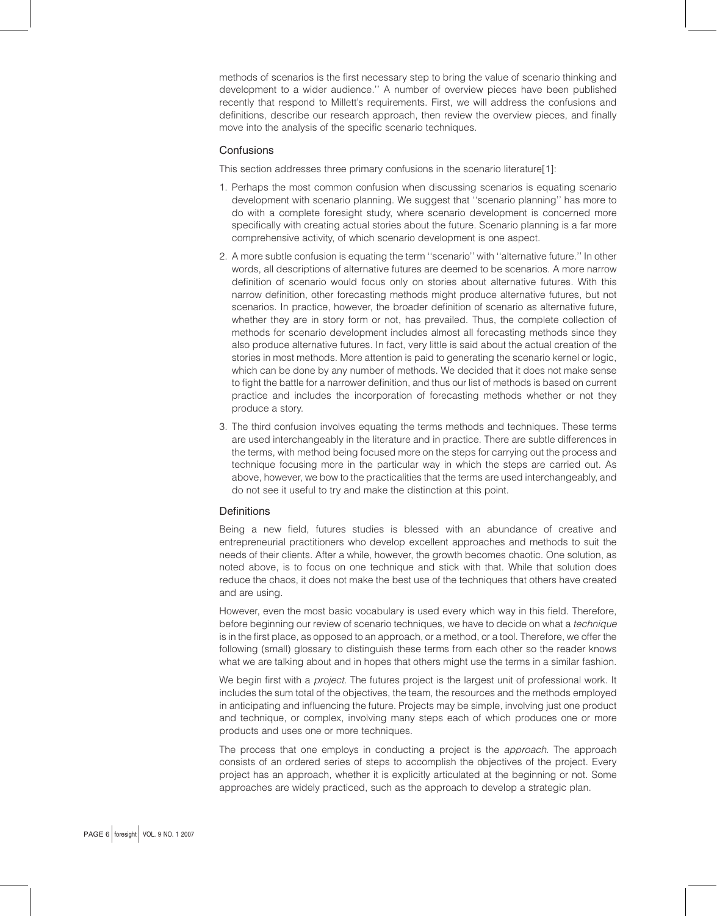methods of scenarios is the first necessary step to bring the value of scenario thinking and development to a wider audience.'' A number of overview pieces have been published recently that respond to Millett's requirements. First, we will address the confusions and definitions, describe our research approach, then review the overview pieces, and finally move into the analysis of the specific scenario techniques.

## Confusions

This section addresses three primary confusions in the scenario literature[1]:

1. Perhaps the most common confusion when discussing scenarios is equating scenario development with scenario planning. We suggest that ''scenario planning'' has more to do with a complete foresight study, where scenario development is concerned more specifically with creating actual stories about the future. Scenario planning is a far more comprehensive activity, of which scenario development is one aspect.
2. A more subtle confusion is equating the term ''scenario'' with ''alternative future.'' In other words, all descriptions of alternative futures are deemed to be scenarios. A more narrow definition of scenario would focus only on stories about alternative futures. With this narrow definition, other forecasting methods might produce alternative futures, but not scenarios. In practice, however, the broader definition of scenario as alternative future, whether they are in story form or not, has prevailed. Thus, the complete collection of methods for scenario development includes almost all forecasting methods since they also produce alternative futures. In fact, very little is said about the actual creation of the stories in most methods. More attention is paid to generating the scenario kernel or logic, which can be done by any number of methods. We decided that it does not make sense to fight the battle for a narrower definition, and thus our list of methods is based on current practice and includes the incorporation of forecasting methods whether or not they produce a story.
3. The third confusion involves equating the terms methods and techniques. These terms are used interchangeably in the literature and in practice. There are subtle differences in the terms, with method being focused more on the steps for carrying out the process and technique focusing more in the particular way in which the steps are carried out. As above, however, we bow to the practicalities that the terms are used interchangeably, and do not see it useful to try and make the distinction at this point.

## Definitions

Being a new field, futures studies is blessed with an abundance of creative and entrepreneurial practitioners who develop excellent approaches and methods to suit the needs of their clients. After a while, however, the growth becomes chaotic. One solution, as noted above, is to focus on one technique and stick with that. While that solution does reduce the chaos, it does not make the best use of the techniques that others have created and are using.

However, even the most basic vocabulary is used every which way in this field. Therefore, before beginning our review of scenario techniques, we have to decide on what a *technique* is in the first place, as opposed to an approach, or a method, or a tool. Therefore, we offer the following (small) glossary to distinguish these terms from each other so the reader knows what we are talking about and in hopes that others might use the terms in a similar fashion.

We begin first with a *project*. The futures project is the largest unit of professional work. It includes the sum total of the objectives, the team, the resources and the methods employed in anticipating and influencing the future. Projects may be simple, involving just one product and technique, or complex, involving many steps each of which produces one or more products and uses one or more techniques.

The process that one employs in conducting a project is the *approach*. The approach consists of an ordered series of steps to accomplish the objectives of the project. Every project has an approach, whether it is explicitly articulated at the beginning or not. Some approaches are widely practiced, such as the approach to develop a strategic plan.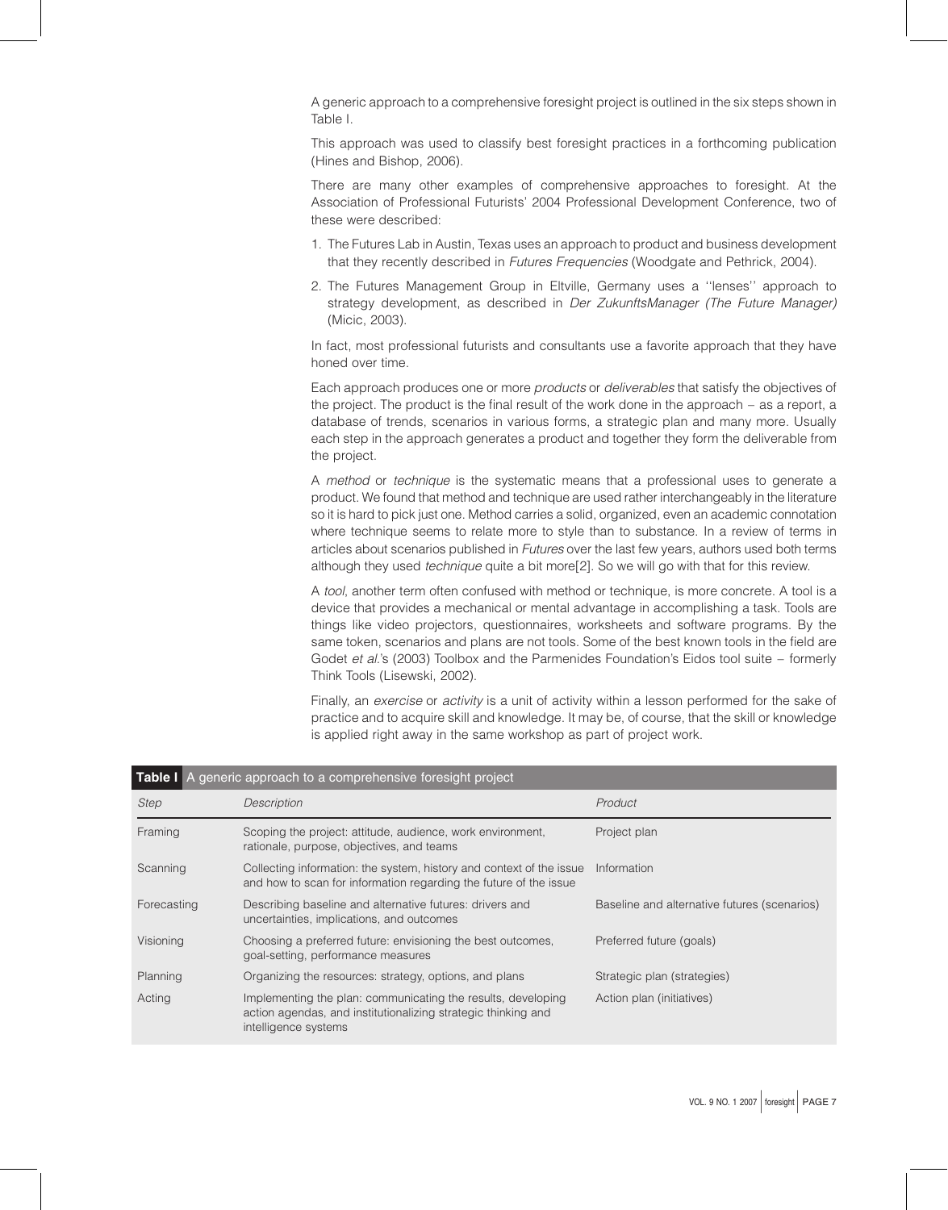A generic approach to a comprehensive foresight project is outlined in the six steps shown in Table I.

This approach was used to classify best foresight practices in a forthcoming publication (Hines and Bishop, 2006).

There are many other examples of comprehensive approaches to foresight. At the Association of Professional Futurists' 2004 Professional Development Conference, two of these were described:

1. The Futures Lab in Austin, Texas uses an approach to product and business development that they recently described in *Futures Frequencies* (Woodgate and Pethrick, 2004).
2. The Futures Management Group in Eltville, Germany uses a ''lenses'' approach to strategy development, as described in *Der ZukunftsManager (The Future Manager)* (Micic, 2003).

In fact, most professional futurists and consultants use a favorite approach that they have honed over time.

Each approach produces one or more *products* or *deliverables* that satisfy the objectives of the project. The product is the final result of the work done in the approach – as a report, a database of trends, scenarios in various forms, a strategic plan and many more. Usually each step in the approach generates a product and together they form the deliverable from the project.

A *method* or *technique* is the systematic means that a professional uses to generate a product. We found that method and technique are used rather interchangeably in the literature so it is hard to pick just one. Method carries a solid, organized, even an academic connotation where technique seems to relate more to style than to substance. In a review of terms in articles about scenarios published in *Futures* over the last few years, authors used both terms although they used *technique* quite a bit more[2]. So we will go with that for this review.

A *tool*, another term often confused with method or technique, is more concrete. A tool is a device that provides a mechanical or mental advantage in accomplishing a task. Tools are things like video projectors, questionnaires, worksheets and software programs. By the same token, scenarios and plans are not tools. Some of the best known tools in the field are Godet *et al.*'s (2003) Toolbox and the Parmenides Foundation's Eidos tool suite – formerly Think Tools (Lisewski, 2002).

Finally, an *exercise* or *activity* is a unit of activity within a lesson performed for the sake of practice and to acquire skill and knowledge. It may be, of course, that the skill or knowledge is applied right away in the same workshop as part of project work.

**Table I** A generic approach to a comprehensive foresight project

| *Step* | *Description* | *Product* |
|---|---|---|
| Framing | Scoping the project: attitude, audience, work environment, rationale, purpose, objectives, and teams | Project plan |
| Scanning | Collecting information: the system, history and context of the issue and how to scan for information regarding the future of the issue | Information |
| Forecasting | Describing baseline and alternative futures: drivers and uncertainties, implications, and outcomes | Baseline and alternative futures (scenarios) |
| Visioning | Choosing a preferred future: envisioning the best outcomes, goal-setting, performance measures | Preferred future (goals) |
| Planning | Organizing the resources: strategy, options, and plans | Strategic plan (strategies) |
| Acting | Implementing the plan: communicating the results, developing action agendas, and institutionalizing strategic thinking and intelligence systems | Action plan (initiatives) |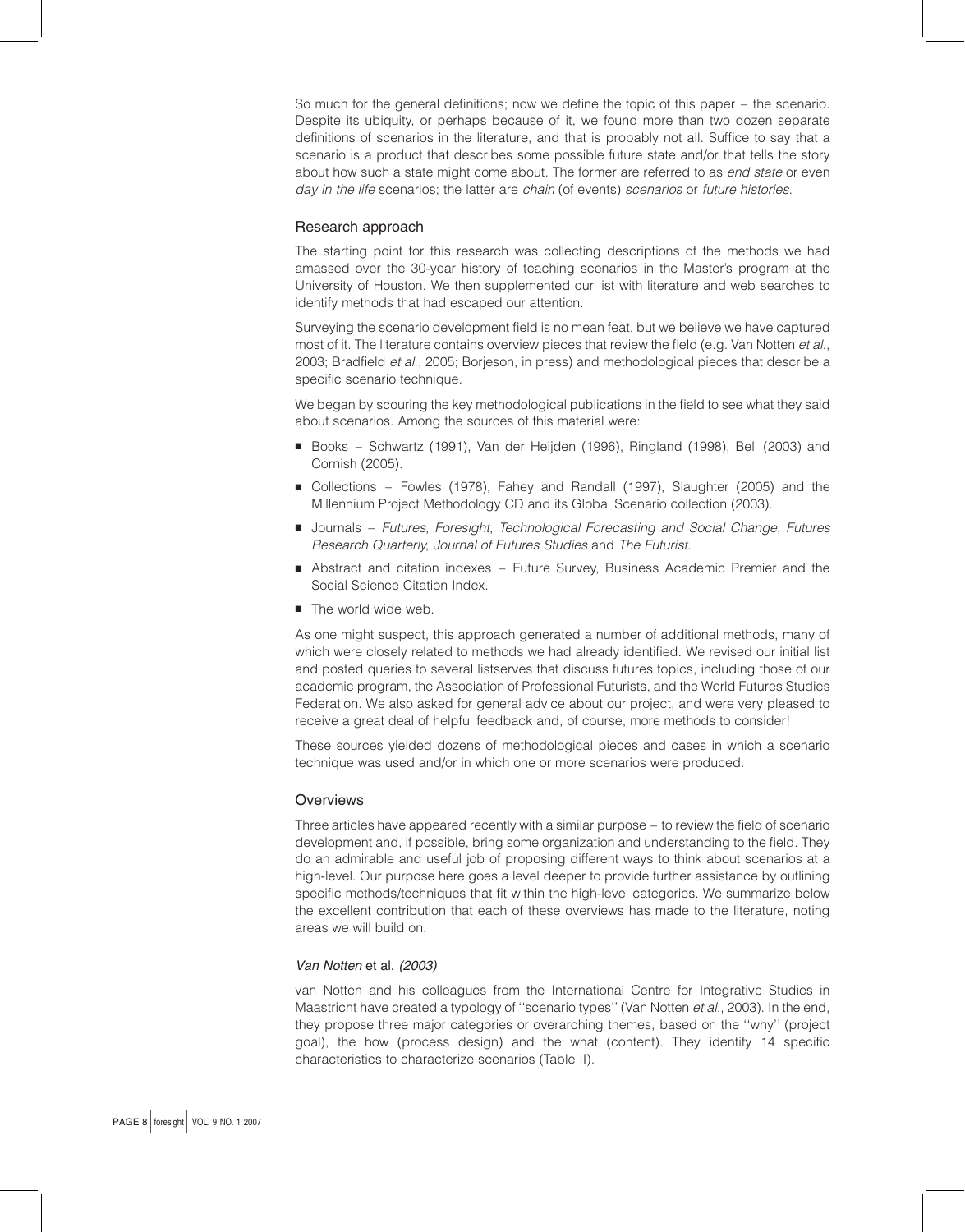So much for the general definitions; now we define the topic of this paper – the scenario. Despite its ubiquity, or perhaps because of it, we found more than two dozen separate definitions of scenarios in the literature, and that is probably not all. Suffice to say that a scenario is a product that describes some possible future state and/or that tells the story about how such a state might come about. The former are referred to as *end state* or even *day in the life* scenarios; the latter are *chain* (of events) *scenarios* or *future histories*.

## Research approach

The starting point for this research was collecting descriptions of the methods we had amassed over the 30-year history of teaching scenarios in the Master's program at the University of Houston. We then supplemented our list with literature and web searches to identify methods that had escaped our attention.

Surveying the scenario development field is no mean feat, but we believe we have captured most of it. The literature contains overview pieces that review the field (e.g. Van Notten *et al.*, 2003; Bradfield *et al.*, 2005; Borjeson, in press) and methodological pieces that describe a specific scenario technique.

We began by scouring the key methodological publications in the field to see what they said about scenarios. Among the sources of this material were:

- Books – Schwartz (1991), Van der Heijden (1996), Ringland (1998), Bell (2003) and Cornish (2005).
- Collections – Fowles (1978), Fahey and Randall (1997), Slaughter (2005) and the Millennium Project Methodology CD and its Global Scenario collection (2003).
- Journals – *Futures*, *Foresight*, *Technological Forecasting and Social Change*, *Futures Research Quarterly*, *Journal of Futures Studies* and *The Futurist*.
- Abstract and citation indexes – Future Survey, Business Academic Premier and the Social Science Citation Index.
- The world wide web.

As one might suspect, this approach generated a number of additional methods, many of which were closely related to methods we had already identified. We revised our initial list and posted queries to several listserves that discuss futures topics, including those of our academic program, the Association of Professional Futurists, and the World Futures Studies Federation. We also asked for general advice about our project, and were very pleased to receive a great deal of helpful feedback and, of course, more methods to consider!

These sources yielded dozens of methodological pieces and cases in which a scenario technique was used and/or in which one or more scenarios were produced.

## Overviews

Three articles have appeared recently with a similar purpose – to review the field of scenario development and, if possible, bring some organization and understanding to the field. They do an admirable and useful job of proposing different ways to think about scenarios at a high-level. Our purpose here goes a level deeper to provide further assistance by outlining specific methods/techniques that fit within the high-level categories. We summarize below the excellent contribution that each of these overviews has made to the literature, noting areas we will build on.

### *Van Notten* et al. *(2003)*

van Notten and his colleagues from the International Centre for Integrative Studies in Maastricht have created a typology of ''scenario types'' (Van Notten *et al.*, 2003). In the end, they propose three major categories or overarching themes, based on the ''why'' (project goal), the how (process design) and the what (content). They identify 14 specific characteristics to characterize scenarios (Table II).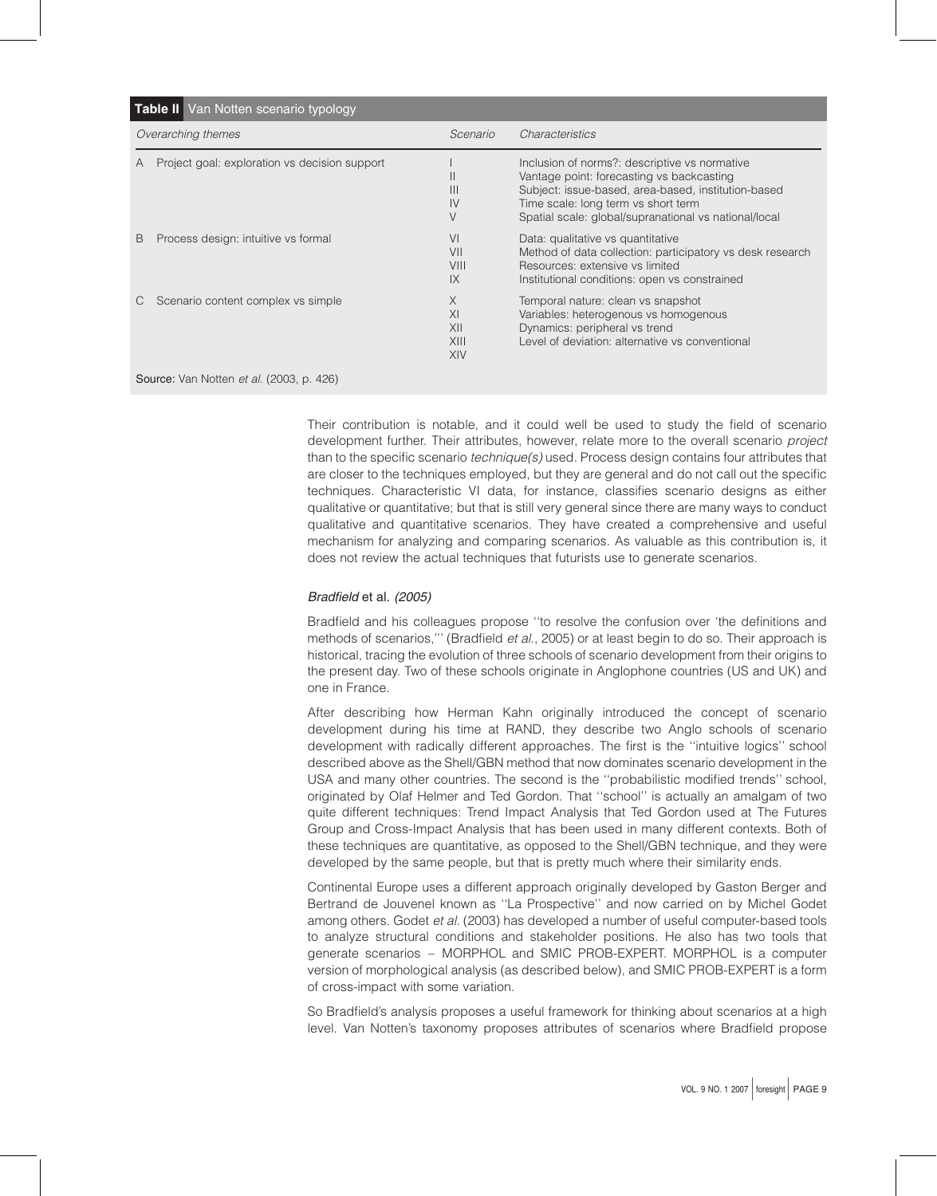**Table II** Van Notten scenario typology

| Overarching themes | Scenario | Characteristics |
|---|---|---|
| A Project goal: exploration vs decision support | I<br>II<br>III<br>IV<br>V | Inclusion of norms?: descriptive vs normative<br>Vantage point: forecasting vs backcasting<br>Subject: issue-based, area-based, institution-based<br>Time scale: long term vs short term<br>Spatial scale: global/supranational vs national/local |
| B Process design: intuitive vs formal | VI<br>VII<br>VIII<br>IX | Data: qualitative vs quantitative<br>Method of data collection: participatory vs desk research<br>Resources: extensive vs limited<br>Institutional conditions: open vs constrained |
| C Scenario content complex vs simple | X<br>XI<br>XII<br>XIII<br>XIV | Temporal nature: clean vs snapshot<br>Variables: heterogenous vs homogenous<br>Dynamics: peripheral vs trend<br>Level of deviation: alternative vs conventional |

**Source:** Van Notten *et al.* (2003, p. 426)

Their contribution is notable, and it could well be used to study the field of scenario development further. Their attributes, however, relate more to the overall scenario *project* than to the specific scenario *technique(s)* used. Process design contains four attributes that are closer to the techniques employed, but they are general and do not call out the specific techniques. Characteristic VI data, for instance, classifies scenario designs as either qualitative or quantitative; but that is still very general since there are many ways to conduct qualitative and quantitative scenarios. They have created a comprehensive and useful mechanism for analyzing and comparing scenarios. As valuable as this contribution is, it does not review the actual techniques that futurists use to generate scenarios.

### *Bradfield* et al. *(2005)*

Bradfield and his colleagues propose ''to resolve the confusion over 'the definitions and methods of scenarios,''' (Bradfield *et al.*, 2005) or at least begin to do so. Their approach is historical, tracing the evolution of three schools of scenario development from their origins to the present day. Two of these schools originate in Anglophone countries (US and UK) and one in France.

After describing how Herman Kahn originally introduced the concept of scenario development during his time at RAND, they describe two Anglo schools of scenario development with radically different approaches. The first is the ''intuitive logics'' school described above as the Shell/GBN method that now dominates scenario development in the USA and many other countries. The second is the ''probabilistic modified trends'' school, originated by Olaf Helmer and Ted Gordon. That ''school'' is actually an amalgam of two quite different techniques: Trend Impact Analysis that Ted Gordon used at The Futures Group and Cross-Impact Analysis that has been used in many different contexts. Both of these techniques are quantitative, as opposed to the Shell/GBN technique, and they were developed by the same people, but that is pretty much where their similarity ends.

Continental Europe uses a different approach originally developed by Gaston Berger and Bertrand de Jouvenel known as ''La Prospective'' and now carried on by Michel Godet among others. Godet *et al.* (2003) has developed a number of useful computer-based tools to analyze structural conditions and stakeholder positions. He also has two tools that generate scenarios – MORPHOL and SMIC PROB-EXPERT. MORPHOL is a computer version of morphological analysis (as described below), and SMIC PROB-EXPERT is a form of cross-impact with some variation.

So Bradfield's analysis proposes a useful framework for thinking about scenarios at a high level. Van Notten's taxonomy proposes attributes of scenarios where Bradfield propose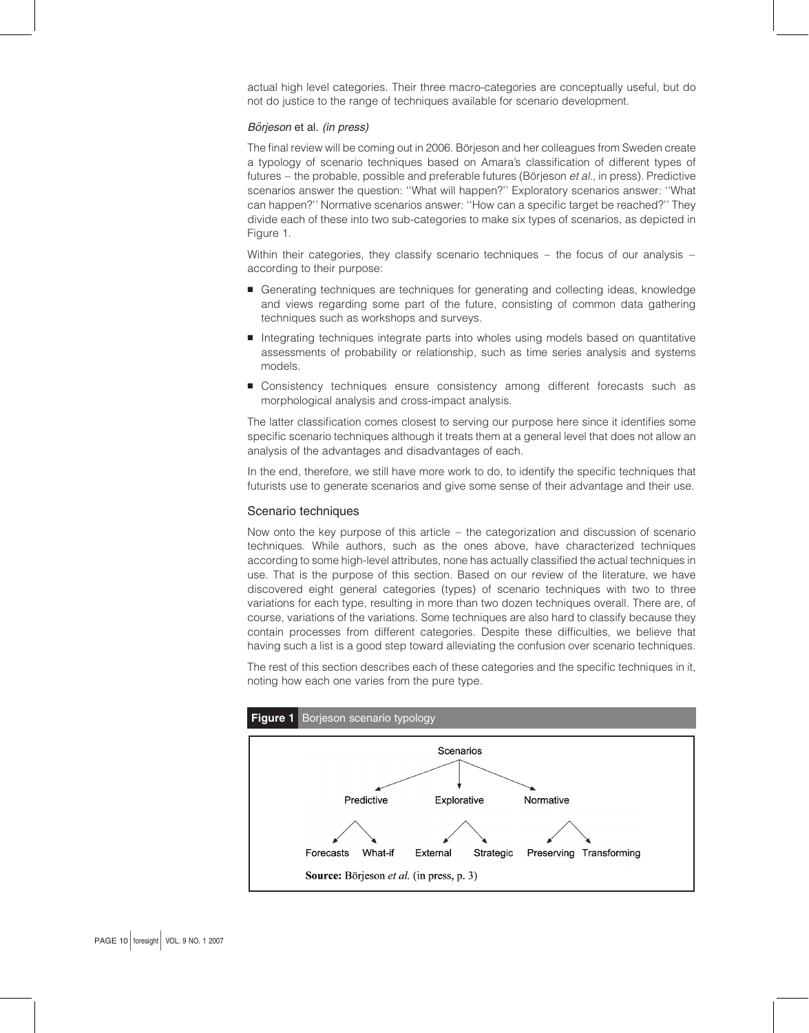actual high level categories. Their three macro-categories are conceptually useful, but do not do justice to the range of techniques available for scenario development.

*Börjeson* et al. *(in press)*

The final review will be coming out in 2006. Börjeson and her colleagues from Sweden create a typology of scenario techniques based on Amara's classification of different types of futures – the probable, possible and preferable futures (Börjeson *et al.*, in press). Predictive scenarios answer the question: ''What will happen?'' Exploratory scenarios answer: ''What can happen?'' Normative scenarios answer: ''How can a specific target be reached?'' They divide each of these into two sub-categories to make six types of scenarios, as depicted in Figure 1.

Within their categories, they classify scenario techniques – the focus of our analysis – according to their purpose:

- Generating techniques are techniques for generating and collecting ideas, knowledge and views regarding some part of the future, consisting of common data gathering techniques such as workshops and surveys.
- Integrating techniques integrate parts into wholes using models based on quantitative assessments of probability or relationship, such as time series analysis and systems models.
- Consistency techniques ensure consistency among different forecasts such as morphological analysis and cross-impact analysis.

The latter classification comes closest to serving our purpose here since it identifies some specific scenario techniques although it treats them at a general level that does not allow an analysis of the advantages and disadvantages of each.

In the end, therefore, we still have more work to do, to identify the specific techniques that futurists use to generate scenarios and give some sense of their advantage and their use.

## Scenario techniques

Now onto the key purpose of this article – the categorization and discussion of scenario techniques. While authors, such as the ones above, have characterized techniques according to some high-level attributes, none has actually classified the actual techniques in use. That is the purpose of this section. Based on our review of the literature, we have discovered eight general categories (types) of scenario techniques with two to three variations for each type, resulting in more than two dozen techniques overall. There are, of course, variations of the variations. Some techniques are also hard to classify because they contain processes from different categories. Despite these difficulties, we believe that having such a list is a good step toward alleviating the confusion over scenario techniques.

The rest of this section describes each of these categories and the specific techniques in it, noting how each one varies from the pure type.

**Figure 1** Borjeson scenario typology

- Scenarios
  - Predictive
    - Forecasts
    - What-if
  - Explorative
    - External
    - Strategic
  - Normative
    - Preserving
    - Transforming

**Source:** Börjeson *et al.* (in press, p. 3)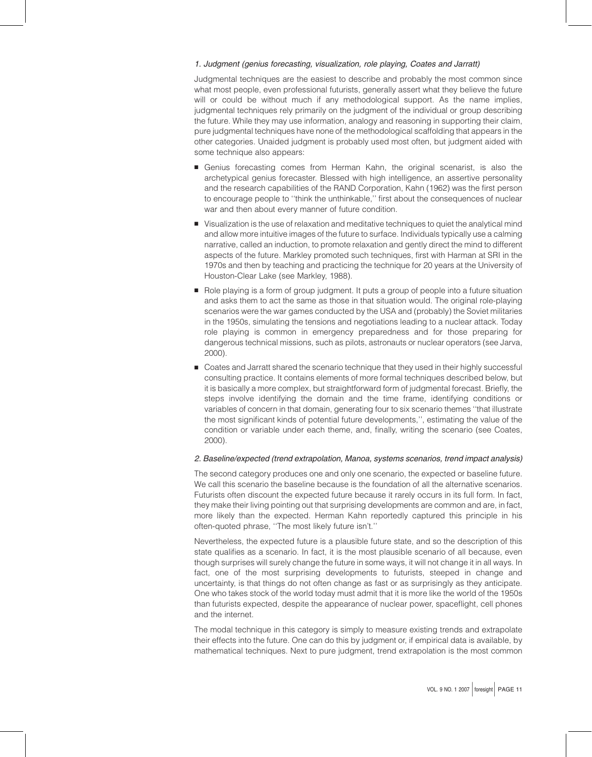*1. Judgment (genius forecasting, visualization, role playing, Coates and Jarratt)*

Judgmental techniques are the easiest to describe and probably the most common since what most people, even professional futurists, generally assert what they believe the future will or could be without much if any methodological support. As the name implies, judgmental techniques rely primarily on the judgment of the individual or group describing the future. While they may use information, analogy and reasoning in supporting their claim, pure judgmental techniques have none of the methodological scaffolding that appears in the other categories. Unaided judgment is probably used most often, but judgment aided with some technique also appears:

- Genius forecasting comes from Herman Kahn, the original scenarist, is also the archetypical genius forecaster. Blessed with high intelligence, an assertive personality and the research capabilities of the RAND Corporation, Kahn (1962) was the first person to encourage people to ''think the unthinkable,'' first about the consequences of nuclear war and then about every manner of future condition.
- Visualization is the use of relaxation and meditative techniques to quiet the analytical mind and allow more intuitive images of the future to surface. Individuals typically use a calming narrative, called an induction, to promote relaxation and gently direct the mind to different aspects of the future. Markley promoted such techniques, first with Harman at SRI in the 1970s and then by teaching and practicing the technique for 20 years at the University of Houston-Clear Lake (see Markley, 1988).
- Role playing is a form of group judgment. It puts a group of people into a future situation and asks them to act the same as those in that situation would. The original role-playing scenarios were the war games conducted by the USA and (probably) the Soviet militaries in the 1950s, simulating the tensions and negotiations leading to a nuclear attack. Today role playing is common in emergency preparedness and for those preparing for dangerous technical missions, such as pilots, astronauts or nuclear operators (see Jarva, 2000).
- Coates and Jarratt shared the scenario technique that they used in their highly successful consulting practice. It contains elements of more formal techniques described below, but it is basically a more complex, but straightforward form of judgmental forecast. Briefly, the steps involve identifying the domain and the time frame, identifying conditions or variables of concern in that domain, generating four to six scenario themes ''that illustrate the most significant kinds of potential future developments,'', estimating the value of the condition or variable under each theme, and, finally, writing the scenario (see Coates, 2000).

*2. Baseline/expected (trend extrapolation, Manoa, systems scenarios, trend impact analysis)*

The second category produces one and only one scenario, the expected or baseline future. We call this scenario the baseline because is the foundation of all the alternative scenarios. Futurists often discount the expected future because it rarely occurs in its full form. In fact, they make their living pointing out that surprising developments are common and are, in fact, more likely than the expected. Herman Kahn reportedly captured this principle in his often-quoted phrase, ''The most likely future isn't.''

Nevertheless, the expected future is a plausible future state, and so the description of this state qualifies as a scenario. In fact, it is the most plausible scenario of all because, even though surprises will surely change the future in some ways, it will not change it in all ways. In fact, one of the most surprising developments to futurists, steeped in change and uncertainty, is that things do not often change as fast or as surprisingly as they anticipate. One who takes stock of the world today must admit that it is more like the world of the 1950s than futurists expected, despite the appearance of nuclear power, spaceflight, cell phones and the internet.

The modal technique in this category is simply to measure existing trends and extrapolate their effects into the future. One can do this by judgment or, if empirical data is available, by mathematical techniques. Next to pure judgment, trend extrapolation is the most common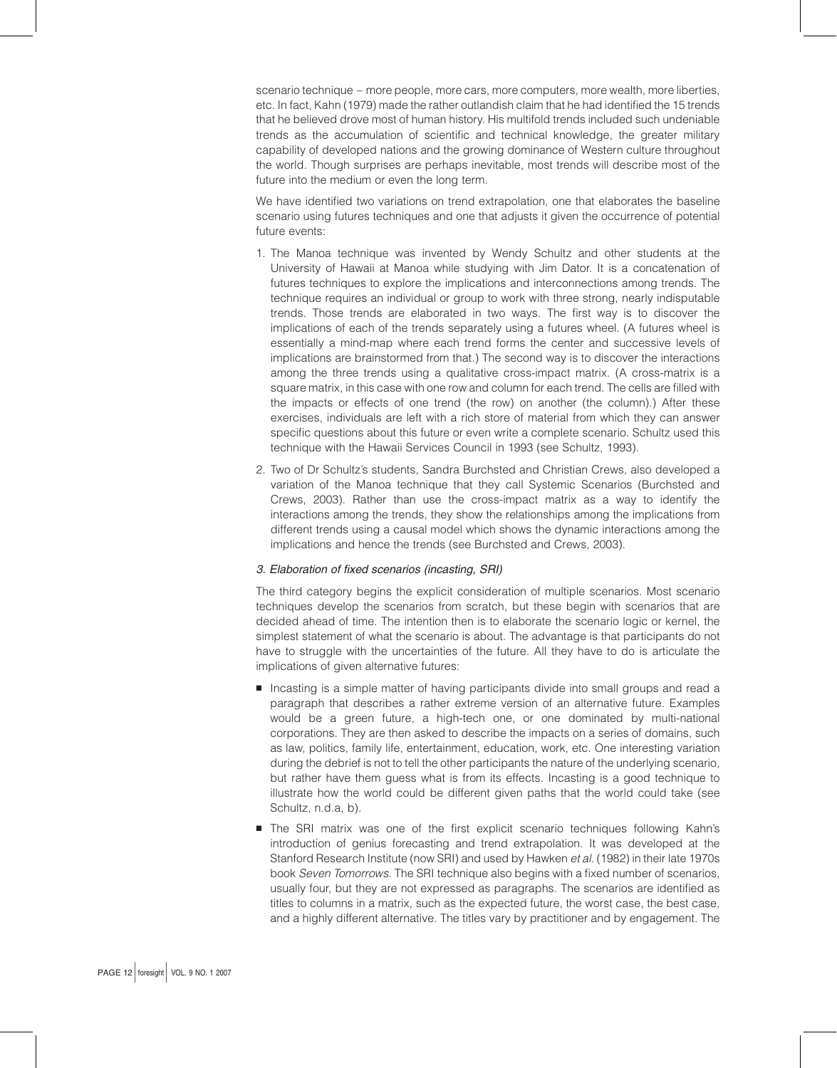scenario technique – more people, more cars, more computers, more wealth, more liberties, etc. In fact, Kahn (1979) made the rather outlandish claim that he had identified the 15 trends that he believed drove most of human history. His multifold trends included such undeniable trends as the accumulation of scientific and technical knowledge, the greater military capability of developed nations and the growing dominance of Western culture throughout the world. Though surprises are perhaps inevitable, most trends will describe most of the future into the medium or even the long term.

We have identified two variations on trend extrapolation, one that elaborates the baseline scenario using futures techniques and one that adjusts it given the occurrence of potential future events:

1. The Manoa technique was invented by Wendy Schultz and other students at the University of Hawaii at Manoa while studying with Jim Dator. It is a concatenation of futures techniques to explore the implications and interconnections among trends. The technique requires an individual or group to work with three strong, nearly indisputable trends. Those trends are elaborated in two ways. The first way is to discover the implications of each of the trends separately using a futures wheel. (A futures wheel is essentially a mind-map where each trend forms the center and successive levels of implications are brainstormed from that.) The second way is to discover the interactions among the three trends using a qualitative cross-impact matrix. (A cross-matrix is a square matrix, in this case with one row and column for each trend. The cells are filled with the impacts or effects of one trend (the row) on another (the column).) After these exercises, individuals are left with a rich store of material from which they can answer specific questions about this future or even write a complete scenario. Schultz used this technique with the Hawaii Services Council in 1993 (see Schultz, 1993).
2. Two of Dr Schultz's students, Sandra Burchsted and Christian Crews, also developed a variation of the Manoa technique that they call Systemic Scenarios (Burchsted and Crews, 2003). Rather than use the cross-impact matrix as a way to identify the interactions among the trends, they show the relationships among the implications from different trends using a causal model which shows the dynamic interactions among the implications and hence the trends (see Burchsted and Crews, 2003).

### *3. Elaboration of fixed scenarios (incasting, SRI)*

The third category begins the explicit consideration of multiple scenarios. Most scenario techniques develop the scenarios from scratch, but these begin with scenarios that are decided ahead of time. The intention then is to elaborate the scenario logic or kernel, the simplest statement of what the scenario is about. The advantage is that participants do not have to struggle with the uncertainties of the future. All they have to do is articulate the implications of given alternative futures:

- Incasting is a simple matter of having participants divide into small groups and read a paragraph that describes a rather extreme version of an alternative future. Examples would be a green future, a high-tech one, or one dominated by multi-national corporations. They are then asked to describe the impacts on a series of domains, such as law, politics, family life, entertainment, education, work, etc. One interesting variation during the debrief is not to tell the other participants the nature of the underlying scenario, but rather have them guess what is from its effects. Incasting is a good technique to illustrate how the world could be different given paths that the world could take (see Schultz, n.d.a, b).
- The SRI matrix was one of the first explicit scenario techniques following Kahn's introduction of genius forecasting and trend extrapolation. It was developed at the Stanford Research Institute (now SRI) and used by Hawken *et al.* (1982) in their late 1970s book *Seven Tomorrows*. The SRI technique also begins with a fixed number of scenarios, usually four, but they are not expressed as paragraphs. The scenarios are identified as titles to columns in a matrix, such as the expected future, the worst case, the best case, and a highly different alternative. The titles vary by practitioner and by engagement. The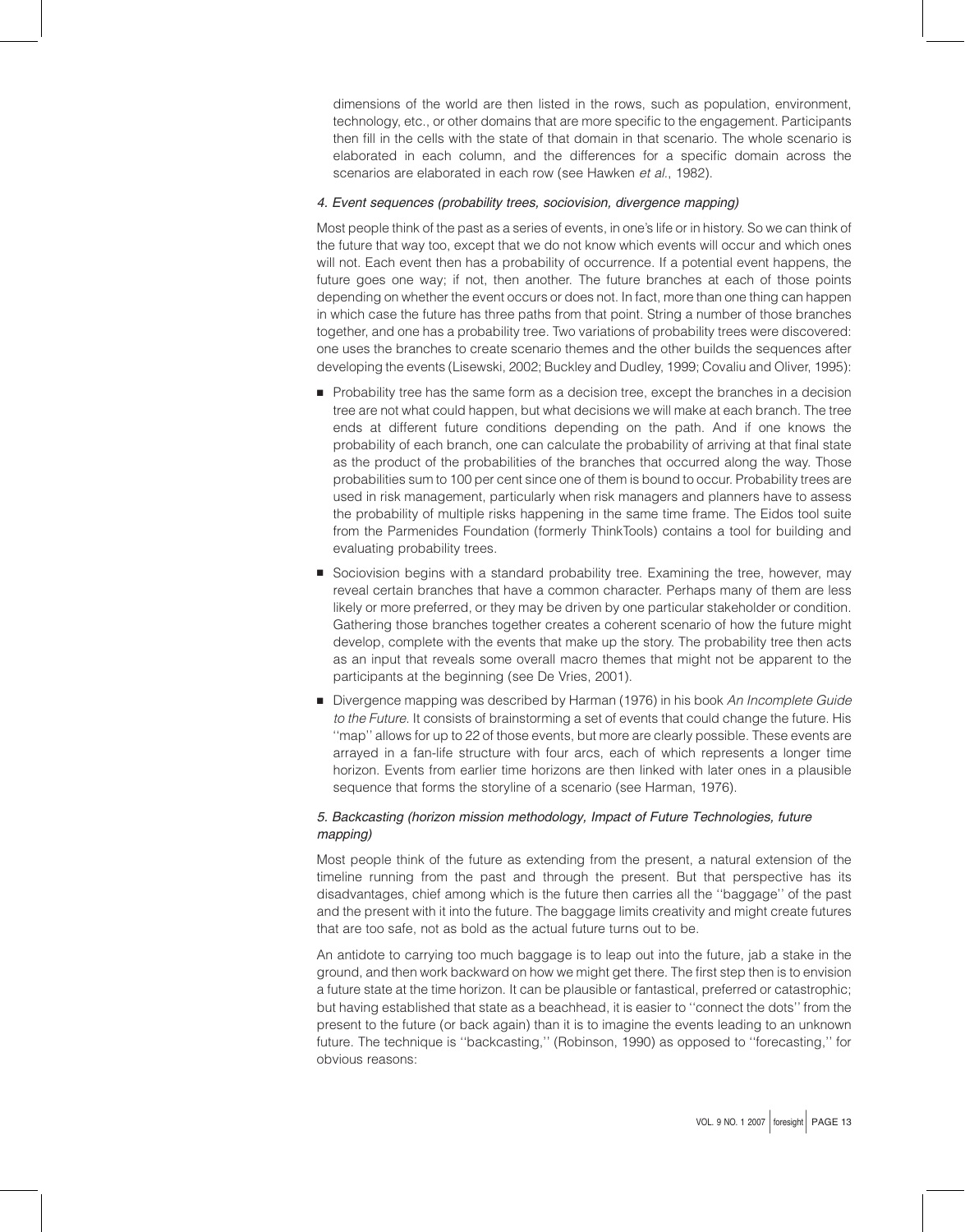dimensions of the world are then listed in the rows, such as population, environment, technology, etc., or other domains that are more specific to the engagement. Participants then fill in the cells with the state of that domain in that scenario. The whole scenario is elaborated in each column, and the differences for a specific domain across the scenarios are elaborated in each row (see Hawken *et al.*, 1982).

#### *4. Event sequences (probability trees, sociovision, divergence mapping)*

Most people think of the past as a series of events, in one's life or in history. So we can think of the future that way too, except that we do not know which events will occur and which ones will not. Each event then has a probability of occurrence. If a potential event happens, the future goes one way; if not, then another. The future branches at each of those points depending on whether the event occurs or does not. In fact, more than one thing can happen in which case the future has three paths from that point. String a number of those branches together, and one has a probability tree. Two variations of probability trees were discovered: one uses the branches to create scenario themes and the other builds the sequences after developing the events (Lisewski, 2002; Buckley and Dudley, 1999; Covaliu and Oliver, 1995):

- Probability tree has the same form as a decision tree, except the branches in a decision tree are not what could happen, but what decisions we will make at each branch. The tree ends at different future conditions depending on the path. And if one knows the probability of each branch, one can calculate the probability of arriving at that final state as the product of the probabilities of the branches that occurred along the way. Those probabilities sum to 100 per cent since one of them is bound to occur. Probability trees are used in risk management, particularly when risk managers and planners have to assess the probability of multiple risks happening in the same time frame. The Eidos tool suite from the Parmenides Foundation (formerly ThinkTools) contains a tool for building and evaluating probability trees.
- Sociovision begins with a standard probability tree. Examining the tree, however, may reveal certain branches that have a common character. Perhaps many of them are less likely or more preferred, or they may be driven by one particular stakeholder or condition. Gathering those branches together creates a coherent scenario of how the future might develop, complete with the events that make up the story. The probability tree then acts as an input that reveals some overall macro themes that might not be apparent to the participants at the beginning (see De Vries, 2001).
- Divergence mapping was described by Harman (1976) in his book *An Incomplete Guide to the Future*. It consists of brainstorming a set of events that could change the future. His "map" allows for up to 22 of those events, but more are clearly possible. These events are arrayed in a fan-life structure with four arcs, each of which represents a longer time horizon. Events from earlier time horizons are then linked with later ones in a plausible sequence that forms the storyline of a scenario (see Harman, 1976).

#### *5. Backcasting (horizon mission methodology, Impact of Future Technologies, future mapping)*

Most people think of the future as extending from the present, a natural extension of the timeline running from the past and through the present. But that perspective has its disadvantages, chief among which is the future then carries all the "baggage" of the past and the present with it into the future. The baggage limits creativity and might create futures that are too safe, not as bold as the actual future turns out to be.

An antidote to carrying too much baggage is to leap out into the future, jab a stake in the ground, and then work backward on how we might get there. The first step then is to envision a future state at the time horizon. It can be plausible or fantastical, preferred or catastrophic; but having established that state as a beachhead, it is easier to "connect the dots" from the present to the future (or back again) than it is to imagine the events leading to an unknown future. The technique is "backcasting," (Robinson, 1990) as opposed to "forecasting," for obvious reasons: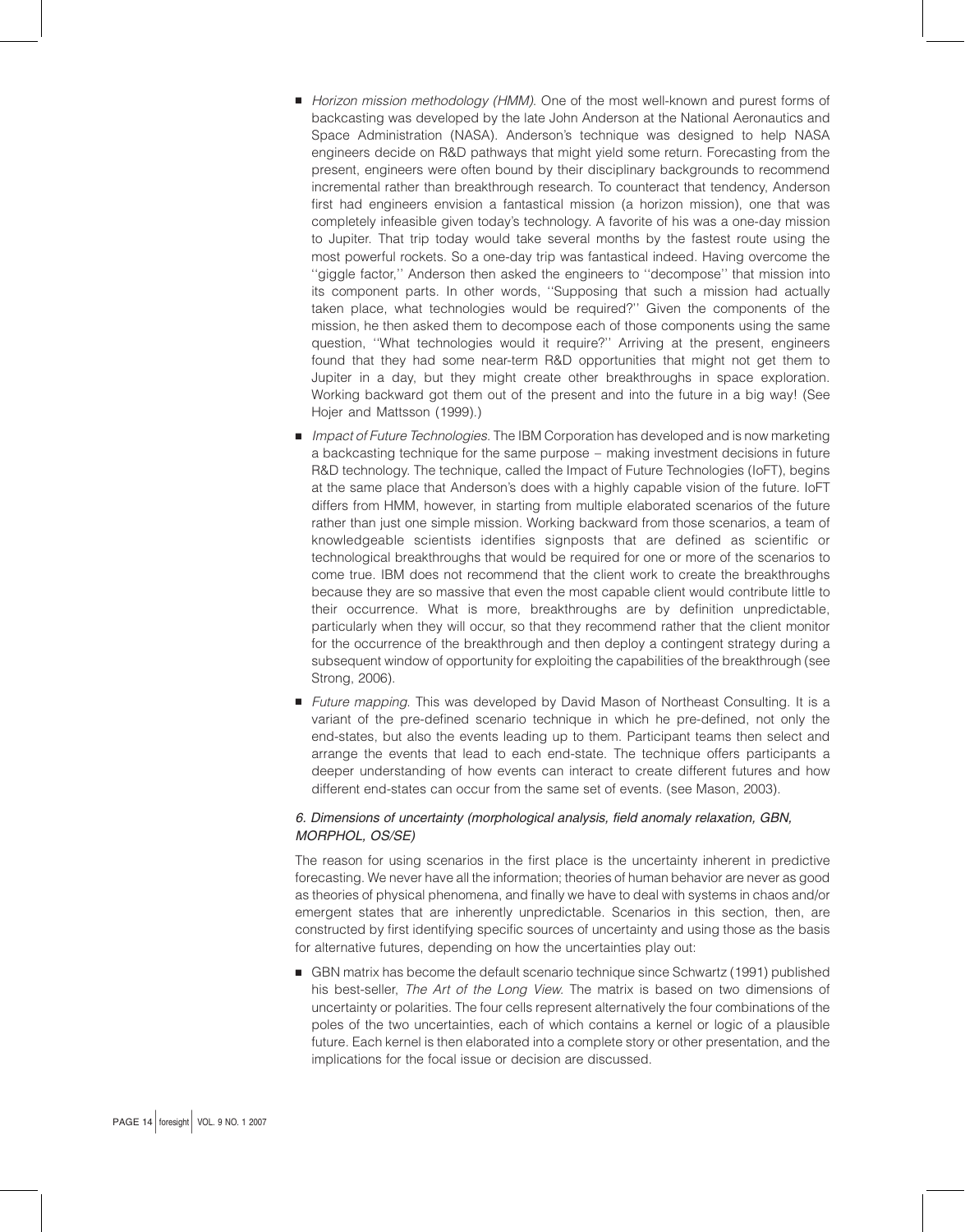- *Horizon mission methodology (HMM)*. One of the most well-known and purest forms of backcasting was developed by the late John Anderson at the National Aeronautics and Space Administration (NASA). Anderson's technique was designed to help NASA engineers decide on R&D pathways that might yield some return. Forecasting from the present, engineers were often bound by their disciplinary backgrounds to recommend incremental rather than breakthrough research. To counteract that tendency, Anderson first had engineers envision a fantastical mission (a horizon mission), one that was completely infeasible given today's technology. A favorite of his was a one-day mission to Jupiter. That trip today would take several months by the fastest route using the most powerful rockets. So a one-day trip was fantastical indeed. Having overcome the ''giggle factor,'' Anderson then asked the engineers to ''decompose'' that mission into its component parts. In other words, ''Supposing that such a mission had actually taken place, what technologies would be required?'' Given the components of the mission, he then asked them to decompose each of those components using the same question, ''What technologies would it require?'' Arriving at the present, engineers found that they had some near-term R&D opportunities that might not get them to Jupiter in a day, but they might create other breakthroughs in space exploration. Working backward got them out of the present and into the future in a big way! (See Hojer and Mattsson (1999).)
- *Impact of Future Technologies*. The IBM Corporation has developed and is now marketing a backcasting technique for the same purpose – making investment decisions in future R&D technology. The technique, called the Impact of Future Technologies (IoFT), begins at the same place that Anderson's does with a highly capable vision of the future. IoFT differs from HMM, however, in starting from multiple elaborated scenarios of the future rather than just one simple mission. Working backward from those scenarios, a team of knowledgeable scientists identifies signposts that are defined as scientific or technological breakthroughs that would be required for one or more of the scenarios to come true. IBM does not recommend that the client work to create the breakthroughs because they are so massive that even the most capable client would contribute little to their occurrence. What is more, breakthroughs are by definition unpredictable, particularly when they will occur, so that they recommend rather that the client monitor for the occurrence of the breakthrough and then deploy a contingent strategy during a subsequent window of opportunity for exploiting the capabilities of the breakthrough (see Strong, 2006).
- *Future mapping*. This was developed by David Mason of Northeast Consulting. It is a variant of the pre-defined scenario technique in which he pre-defined, not only the end-states, but also the events leading up to them. Participant teams then select and arrange the events that lead to each end-state. The technique offers participants a deeper understanding of how events can interact to create different futures and how different end-states can occur from the same set of events. (see Mason, 2003).

### *6. Dimensions of uncertainty (morphological analysis, field anomaly relaxation, GBN, MORPHOL, OS/SE)*

The reason for using scenarios in the first place is the uncertainty inherent in predictive forecasting. We never have all the information; theories of human behavior are never as good as theories of physical phenomena, and finally we have to deal with systems in chaos and/or emergent states that are inherently unpredictable. Scenarios in this section, then, are constructed by first identifying specific sources of uncertainty and using those as the basis for alternative futures, depending on how the uncertainties play out:

- GBN matrix has become the default scenario technique since Schwartz (1991) published his best-seller, *The Art of the Long View*. The matrix is based on two dimensions of uncertainty or polarities. The four cells represent alternatively the four combinations of the poles of the two uncertainties, each of which contains a kernel or logic of a plausible future. Each kernel is then elaborated into a complete story or other presentation, and the implications for the focal issue or decision are discussed.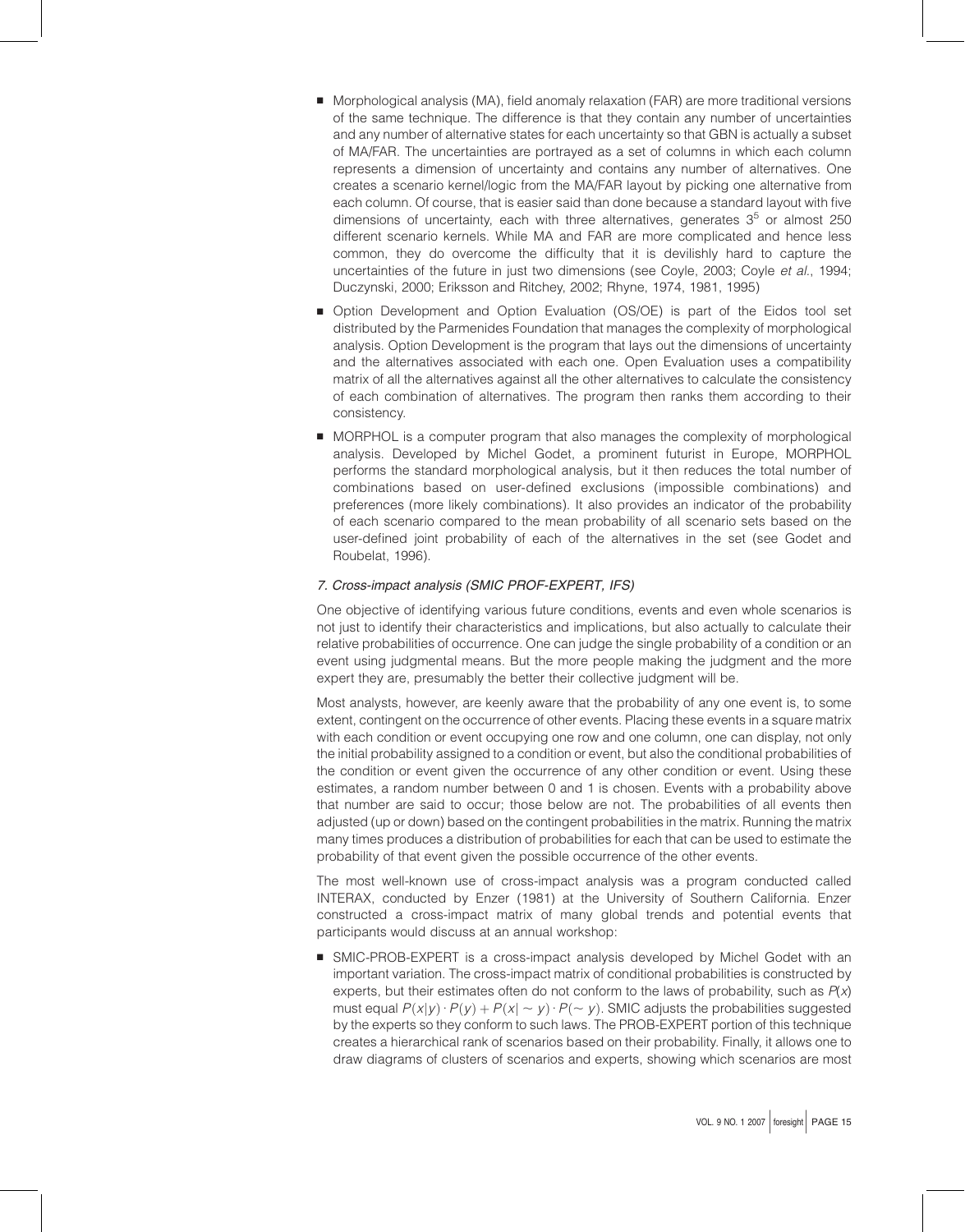- Morphological analysis (MA), field anomaly relaxation (FAR) are more traditional versions of the same technique. The difference is that they contain any number of uncertainties and any number of alternative states for each uncertainty so that GBN is actually a subset of MA/FAR. The uncertainties are portrayed as a set of columns in which each column represents a dimension of uncertainty and contains any number of alternatives. One creates a scenario kernel/logic from the MA/FAR layout by picking one alternative from each column. Of course, that is easier said than done because a standard layout with five dimensions of uncertainty, each with three alternatives, generates $3^5$ or almost 250 different scenario kernels. While MA and FAR are more complicated and hence less common, they do overcome the difficulty that it is devilishly hard to capture the uncertainties of the future in just two dimensions (see Coyle, 2003; Coyle *et al.*, 1994; Duczynski, 2000; Eriksson and Ritchey, 2002; Rhyne, 1974, 1981, 1995)
- Option Development and Option Evaluation (OS/OE) is part of the Eidos tool set distributed by the Parmenides Foundation that manages the complexity of morphological analysis. Option Development is the program that lays out the dimensions of uncertainty and the alternatives associated with each one. Open Evaluation uses a compatibility matrix of all the alternatives against all the other alternatives to calculate the consistency of each combination of alternatives. The program then ranks them according to their consistency.
- MORPHOL is a computer program that also manages the complexity of morphological analysis. Developed by Michel Godet, a prominent futurist in Europe, MORPHOL performs the standard morphological analysis, but it then reduces the total number of combinations based on user-defined exclusions (impossible combinations) and preferences (more likely combinations). It also provides an indicator of the probability of each scenario compared to the mean probability of all scenario sets based on the user-defined joint probability of each of the alternatives in the set (see Godet and Roubelat, 1996).

### *7. Cross-impact analysis (SMIC PROF-EXPERT, IFS)*

One objective of identifying various future conditions, events and even whole scenarios is not just to identify their characteristics and implications, but also actually to calculate their relative probabilities of occurrence. One can judge the single probability of a condition or an event using judgmental means. But the more people making the judgment and the more expert they are, presumably the better their collective judgment will be.

Most analysts, however, are keenly aware that the probability of any one event is, to some extent, contingent on the occurrence of other events. Placing these events in a square matrix with each condition or event occupying one row and one column, one can display, not only the initial probability assigned to a condition or event, but also the conditional probabilities of the condition or event given the occurrence of any other condition or event. Using these estimates, a random number between 0 and 1 is chosen. Events with a probability above that number are said to occur; those below are not. The probabilities of all events then adjusted (up or down) based on the contingent probabilities in the matrix. Running the matrix many times produces a distribution of probabilities for each that can be used to estimate the probability of that event given the possible occurrence of the other events.

The most well-known use of cross-impact analysis was a program conducted called INTERAX, conducted by Enzer (1981) at the University of Southern California. Enzer constructed a cross-impact matrix of many global trends and potential events that participants would discuss at an annual workshop:

- SMIC-PROB-EXPERT is a cross-impact analysis developed by Michel Godet with an important variation. The cross-impact matrix of conditional probabilities is constructed by experts, but their estimates often do not conform to the laws of probability, such as $P(x)$ must equal $P(x|y) \cdot P(y) + P(x|\sim y) \cdot P(\sim y)$. SMIC adjusts the probabilities suggested by the experts so they conform to such laws. The PROB-EXPERT portion of this technique creates a hierarchical rank of scenarios based on their probability. Finally, it allows one to draw diagrams of clusters of scenarios and experts, showing which scenarios are most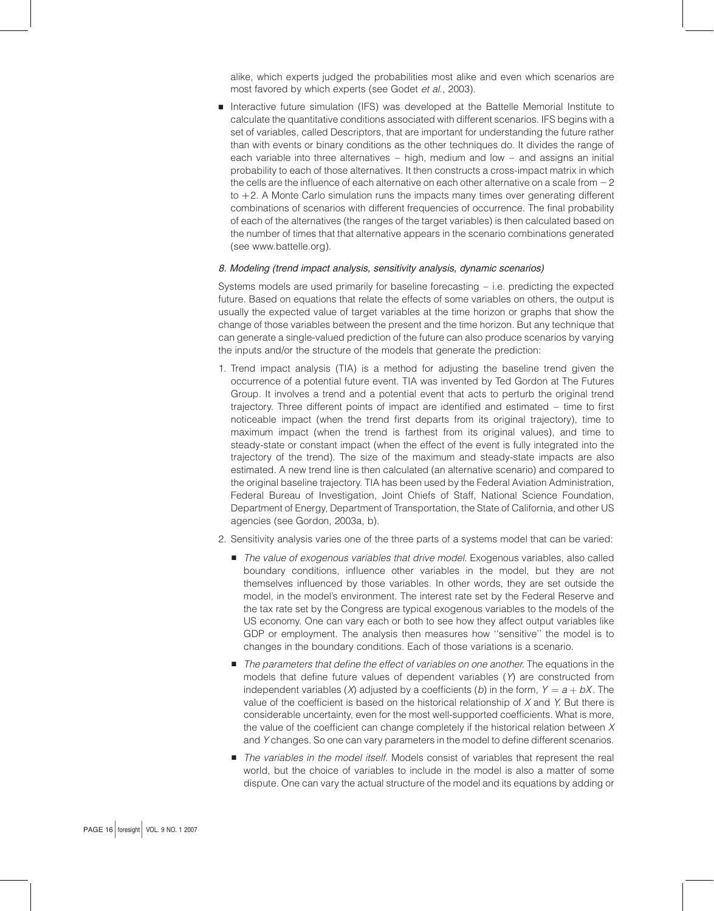alike, which experts judged the probabilities most alike and even which scenarios are most favored by which experts (see Godet *et al.*, 2003).

- Interactive future simulation (IFS) was developed at the Battelle Memorial Institute to calculate the quantitative conditions associated with different scenarios. IFS begins with a set of variables, called Descriptors, that are important for understanding the future rather than with events or binary conditions as the other techniques do. It divides the range of each variable into three alternatives – high, medium and low – and assigns an initial probability to each of those alternatives. It then constructs a cross-impact matrix in which the cells are the influence of each alternative on each other alternative on a scale from $-2$ to $+2$. A Monte Carlo simulation runs the impacts many times over generating different combinations of scenarios with different frequencies of occurrence. The final probability of each of the alternatives (the ranges of the target variables) is then calculated based on the number of times that that alternative appears in the scenario combinations generated (see www.battelle.org).

*8. Modeling (trend impact analysis, sensitivity analysis, dynamic scenarios)*

Systems models are used primarily for baseline forecasting – i.e. predicting the expected future. Based on equations that relate the effects of some variables on others, the output is usually the expected value of target variables at the time horizon or graphs that show the change of those variables between the present and the time horizon. But any technique that can generate a single-valued prediction of the future can also produce scenarios by varying the inputs and/or the structure of the models that generate the prediction:

1. Trend impact analysis (TIA) is a method for adjusting the baseline trend given the occurrence of a potential future event. TIA was invented by Ted Gordon at The Futures Group. It involves a trend and a potential event that acts to perturb the original trend trajectory. Three different points of impact are identified and estimated – time to first noticeable impact (when the trend first departs from its original trajectory), time to maximum impact (when the trend is farthest from its original values), and time to steady-state or constant impact (when the effect of the event is fully integrated into the trajectory of the trend). The size of the maximum and steady-state impacts are also estimated. A new trend line is then calculated (an alternative scenario) and compared to the original baseline trajectory. TIA has been used by the Federal Aviation Administration, Federal Bureau of Investigation, Joint Chiefs of Staff, National Science Foundation, Department of Energy, Department of Transportation, the State of California, and other US agencies (see Gordon, 2003a, b).

2. Sensitivity analysis varies one of the three parts of a systems model that can be varied:

   - *The value of exogenous variables that drive model.* Exogenous variables, also called boundary conditions, influence other variables in the model, but they are not themselves influenced by those variables. In other words, they are set outside the model, in the model's environment. The interest rate set by the Federal Reserve and the tax rate set by the Congress are typical exogenous variables to the models of the US economy. One can vary each or both to see how they affect output variables like GDP or employment. The analysis then measures how "sensitive" the model is to changes in the boundary conditions. Each of those variations is a scenario.

   - *The parameters that define the effect of variables on one another.* The equations in the models that define future values of dependent variables ($Y$) are constructed from independent variables ($X$) adjusted by a coefficients ($b$) in the form, $Y = a + bX$. The value of the coefficient is based on the historical relationship of $X$ and $Y$. But there is considerable uncertainty, even for the most well-supported coefficients. What is more, the value of the coefficient can change completely if the historical relation between $X$ and $Y$ changes. So one can vary parameters in the model to define different scenarios.

   - *The variables in the model itself.* Models consist of variables that represent the real world, but the choice of variables to include in the model is also a matter of some dispute. One can vary the actual structure of the model and its equations by adding or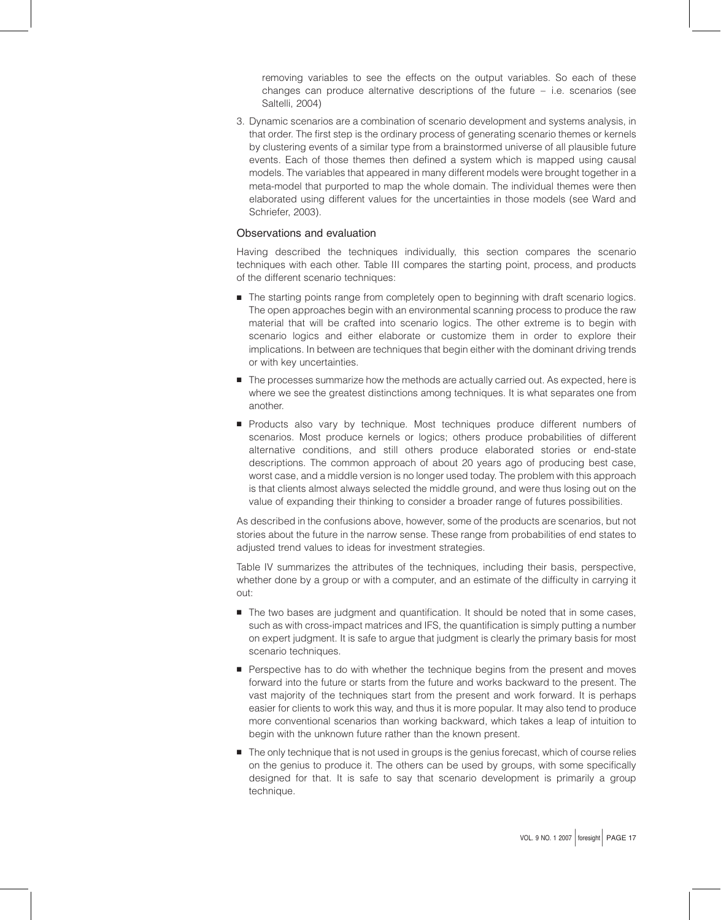removing variables to see the effects on the output variables. So each of these changes can produce alternative descriptions of the future – i.e. scenarios (see Saltelli, 2004)

3. Dynamic scenarios are a combination of scenario development and systems analysis, in that order. The first step is the ordinary process of generating scenario themes or kernels by clustering events of a similar type from a brainstormed universe of all plausible future events. Each of those themes then defined a system which is mapped using causal models. The variables that appeared in many different models were brought together in a meta-model that purported to map the whole domain. The individual themes were then elaborated using different values for the uncertainties in those models (see Ward and Schriefer, 2003).

## Observations and evaluation

Having described the techniques individually, this section compares the scenario techniques with each other. Table III compares the starting point, process, and products of the different scenario techniques:

- The starting points range from completely open to beginning with draft scenario logics. The open approaches begin with an environmental scanning process to produce the raw material that will be crafted into scenario logics. The other extreme is to begin with scenario logics and either elaborate or customize them in order to explore their implications. In between are techniques that begin either with the dominant driving trends or with key uncertainties.
- The processes summarize how the methods are actually carried out. As expected, here is where we see the greatest distinctions among techniques. It is what separates one from another.
- Products also vary by technique. Most techniques produce different numbers of scenarios. Most produce kernels or logics; others produce probabilities of different alternative conditions, and still others produce elaborated stories or end-state descriptions. The common approach of about 20 years ago of producing best case, worst case, and a middle version is no longer used today. The problem with this approach is that clients almost always selected the middle ground, and were thus losing out on the value of expanding their thinking to consider a broader range of futures possibilities.

As described in the confusions above, however, some of the products are scenarios, but not stories about the future in the narrow sense. These range from probabilities of end states to adjusted trend values to ideas for investment strategies.

Table IV summarizes the attributes of the techniques, including their basis, perspective, whether done by a group or with a computer, and an estimate of the difficulty in carrying it out:

- The two bases are judgment and quantification. It should be noted that in some cases, such as with cross-impact matrices and IFS, the quantification is simply putting a number on expert judgment. It is safe to argue that judgment is clearly the primary basis for most scenario techniques.
- Perspective has to do with whether the technique begins from the present and moves forward into the future or starts from the future and works backward to the present. The vast majority of the techniques start from the present and work forward. It is perhaps easier for clients to work this way, and thus it is more popular. It may also tend to produce more conventional scenarios than working backward, which takes a leap of intuition to begin with the unknown future rather than the known present.
- The only technique that is not used in groups is the genius forecast, which of course relies on the genius to produce it. The others can be used by groups, with some specifically designed for that. It is safe to say that scenario development is primarily a group technique.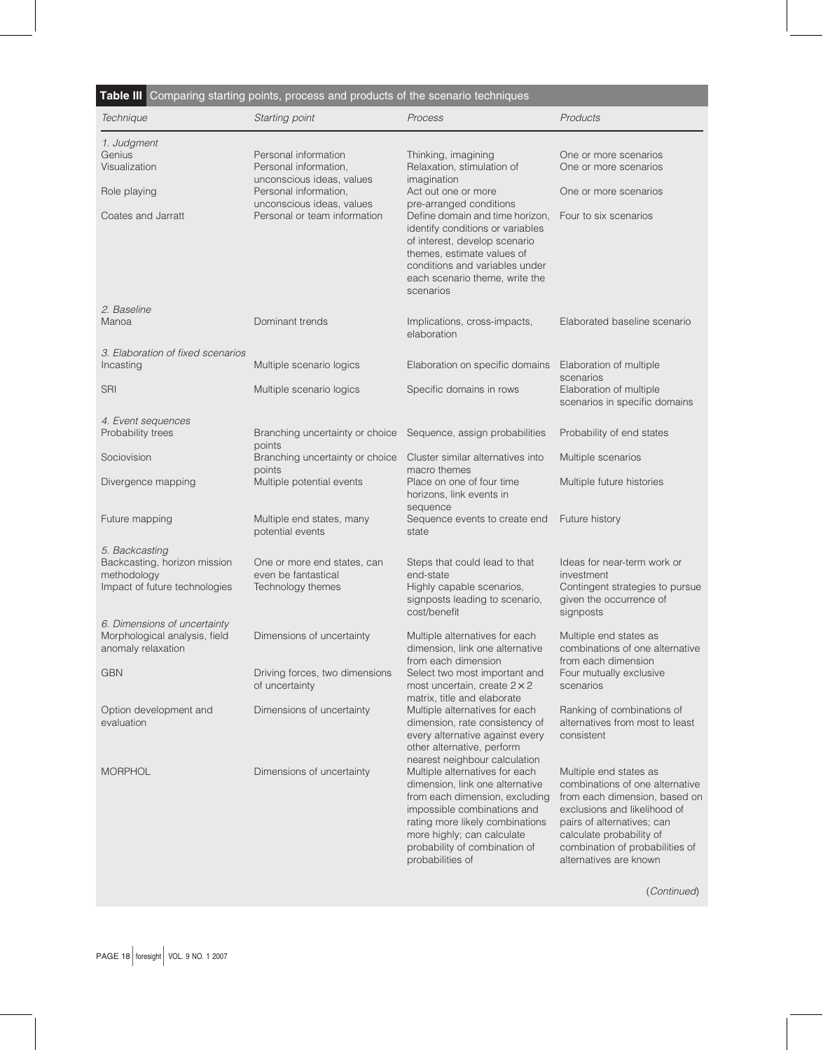**Table III** Comparing starting points, process and products of the scenario techniques

| *Technique* | *Starting point* | *Process* | *Products* |
|---|---|---|---|
| *1. Judgment* | | | |
| Genius | Personal information | Thinking, imagining | One or more scenarios |
| Visualization | Personal information, unconscious ideas, values | Relaxation, stimulation of imagination | One or more scenarios |
| Role playing | Personal information, unconscious ideas, values | Act out one or more pre-arranged conditions | One or more scenarios |
| Coates and Jarratt | Personal or team information | Define domain and time horizon, identify conditions or variables of interest, develop scenario themes, estimate values of conditions and variables under each scenario theme, write the scenarios | Four to six scenarios |
| *2. Baseline* | | | |
| Manoa | Dominant trends | Implications, cross-impacts, elaboration | Elaborated baseline scenario |
| *3. Elaboration of fixed scenarios* | | | |
| Incasting | Multiple scenario logics | Elaboration on specific domains | Elaboration of multiple scenarios |
| SRI | Multiple scenario logics | Specific domains in rows | Elaboration of multiple scenarios in specific domains |
| *4. Event sequences* | | | |
| Probability trees | Branching uncertainty or choice points | Sequence, assign probabilities | Probability of end states |
| Sociovision | Branching uncertainty or choice points | Cluster similar alternatives into macro themes | Multiple scenarios |
| Divergence mapping | Multiple potential events | Place on one of four time horizons, link events in sequence | Multiple future histories |
| Future mapping | Multiple end states, many potential events | Sequence events to create end state | Future history |
| *5. Backcasting* | | | |
| Backcasting, horizon mission methodology | One or more end states, can even be fantastical | Steps that could lead to that end-state | Ideas for near-term work or investment |
| Impact of future technologies | Technology themes | Highly capable scenarios, signposts leading to scenario, cost/benefit | Contingent strategies to pursue given the occurrence of signposts |
| *6. Dimensions of uncertainty* | | | |
| Morphological analysis, field anomaly relaxation | Dimensions of uncertainty | Multiple alternatives for each dimension, link one alternative from each dimension | Multiple end states as combinations of one alternative from each dimension |
| GBN | Driving forces, two dimensions of uncertainty | Select two most important and most uncertain, create $2 \times 2$ matrix, title and elaborate | Four mutually exclusive scenarios |
| Option development and evaluation | Dimensions of uncertainty | Multiple alternatives for each dimension, rate consistency of every alternative against every other alternative, perform nearest neighbour calculation | Ranking of combinations of alternatives from most to least consistent |
| MORPHOL | Dimensions of uncertainty | Multiple alternatives for each dimension, link one alternative from each dimension, excluding impossible combinations and rating more likely combinations more highly; can calculate probability of combination of probabilities of | Multiple end states as combinations of one alternative from each dimension, based on exclusions and likelihood of pairs of alternatives; can calculate probability of combination of probabilities of alternatives are known |

(*Continued*)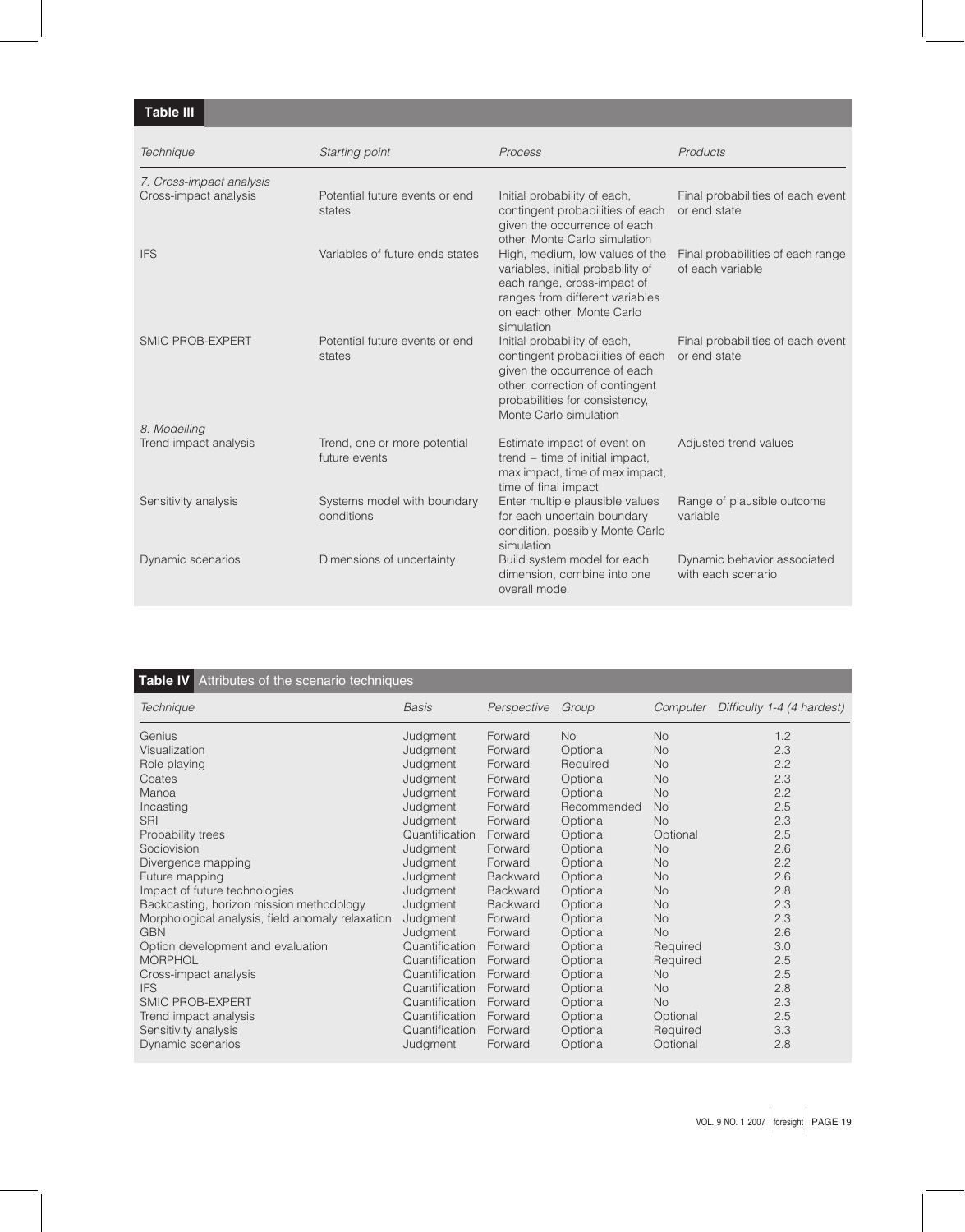**Table III**

| *Technique* | *Starting point* | *Process* | *Products* |
|---|---|---|---|
| *7. Cross-impact analysis* | | | |
| Cross-impact analysis | Potential future events or end states | Initial probability of each, contingent probabilities of each given the occurrence of each other, Monte Carlo simulation | Final probabilities of each event or end state |
| IFS | Variables of future ends states | High, medium, low values of the variables, initial probability of each range, cross-impact of ranges from different variables on each other, Monte Carlo simulation | Final probabilities of each range of each variable |
| SMIC PROB-EXPERT | Potential future events or end states | Initial probability of each, contingent probabilities of each given the occurrence of each other, correction of contingent probabilities for consistency, Monte Carlo simulation | Final probabilities of each event or end state |
| *8. Modelling* | | | |
| Trend impact analysis | Trend, one or more potential future events | Estimate impact of event on trend – time of initial impact, max impact, time of max impact, time of final impact | Adjusted trend values |
| Sensitivity analysis | Systems model with boundary conditions | Enter multiple plausible values for each uncertain boundary condition, possibly Monte Carlo simulation | Range of plausible outcome variable |
| Dynamic scenarios | Dimensions of uncertainty | Build system model for each dimension, combine into one overall model | Dynamic behavior associated with each scenario |

**Table IV** Attributes of the scenario techniques

| *Technique* | *Basis* | *Perspective* | *Group* | *Computer* | *Difficulty 1-4 (4 hardest)* |
|---|---|---|---|---|---|
| Genius | Judgment | Forward | No | No | 1.2 |
| Visualization | Judgment | Forward | Optional | No | 2.3 |
| Role playing | Judgment | Forward | Required | No | 2.2 |
| Coates | Judgment | Forward | Optional | No | 2.3 |
| Manoa | Judgment | Forward | Optional | No | 2.2 |
| Incasting | Judgment | Forward | Recommended | No | 2.5 |
| SRI | Judgment | Forward | Optional | No | 2.3 |
| Probability trees | Quantification | Forward | Optional | Optional | 2.5 |
| Sociovision | Judgment | Forward | Optional | No | 2.6 |
| Divergence mapping | Judgment | Forward | Optional | No | 2.2 |
| Future mapping | Judgment | Backward | Optional | No | 2.6 |
| Impact of future technologies | Judgment | Backward | Optional | No | 2.8 |
| Backcasting, horizon mission methodology | Judgment | Backward | Optional | No | 2.3 |
| Morphological analysis, field anomaly relaxation | Judgment | Forward | Optional | No | 2.3 |
| GBN | Judgment | Forward | Optional | No | 2.6 |
| Option development and evaluation | Quantification | Forward | Optional | Required | 3.0 |
| MORPHOL | Quantification | Forward | Optional | Required | 2.5 |
| Cross-impact analysis | Quantification | Forward | Optional | No | 2.5 |
| IFS | Quantification | Forward | Optional | No | 2.8 |
| SMIC PROB-EXPERT | Quantification | Forward | Optional | No | 2.3 |
| Trend impact analysis | Quantification | Forward | Optional | Optional | 2.5 |
| Sensitivity analysis | Quantification | Forward | Optional | Required | 3.3 |
| Dynamic scenarios | Judgment | Forward | Optional | Optional | 2.8 |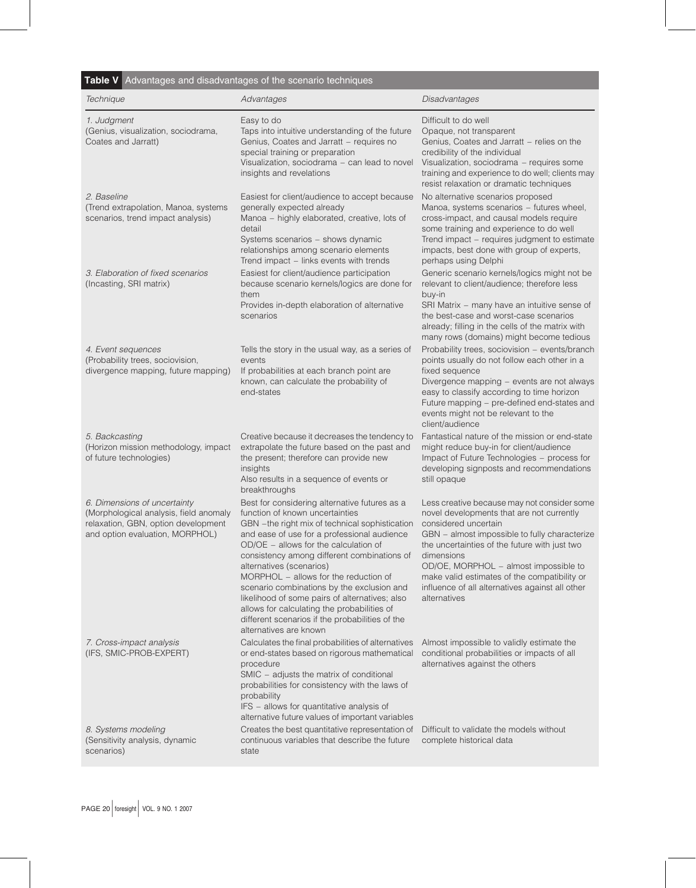**Table V** Advantages and disadvantages of the scenario techniques

| *Technique* | *Advantages* | *Disadvantages* |
| --- | --- | --- |
| *1. Judgment* (Genius, visualization, sociodrama, Coates and Jarratt) | Easy to do<br>Taps into intuitive understanding of the future<br>Genius, Coates and Jarratt – requires no special training or preparation<br>Visualization, sociodrama – can lead to novel insights and revelations | Difficult to do well<br>Opaque, not transparent<br>Genius, Coates and Jarratt – relies on the credibility of the individual<br>Visualization, sociodrama – requires some training and experience to do well; clients may resist relaxation or dramatic techniques |
| *2. Baseline* (Trend extrapolation, Manoa, systems scenarios, trend impact analysis) | Easiest for client/audience to accept because generally expected already<br>Manoa – highly elaborated, creative, lots of detail<br>Systems scenarios – shows dynamic relationships among scenario elements<br>Trend impact – links events with trends | No alternative scenarios proposed<br>Manoa, systems scenarios – futures wheel, cross-impact, and causal models require some training and experience to do well<br>Trend impact – requires judgment to estimate impacts, best done with group of experts, perhaps using Delphi |
| *3. Elaboration of fixed scenarios* (Incasting, SRI matrix) | Easiest for client/audience participation because scenario kernels/logics are done for them<br>Provides in-depth elaboration of alternative scenarios | Generic scenario kernels/logics might not be relevant to client/audience; therefore less buy-in<br>SRI Matrix – many have an intuitive sense of the best-case and worst-case scenarios already; filling in the cells of the matrix with many rows (domains) might become tedious |
| *4. Event sequences* (Probability trees, sociovision, divergence mapping, future mapping) | Tells the story in the usual way, as a series of events<br>If probabilities at each branch point are known, can calculate the probability of end-states | Probability trees, sociovision – events/branch points usually do not follow each other in a fixed sequence<br>Divergence mapping – events are not always easy to classify according to time horizon<br>Future mapping – pre-defined end-states and events might not be relevant to the client/audience |
| *5. Backcasting* (Horizon mission methodology, impact of future technologies) | Creative because it decreases the tendency to extrapolate the future based on the past and the present; therefore can provide new insights<br>Also results in a sequence of events or breakthroughs | Fantastical nature of the mission or end-state might reduce buy-in for client/audience<br>Impact of Future Technologies – process for developing signposts and recommendations still opaque |
| *6. Dimensions of uncertainty* (Morphological analysis, field anomaly relaxation, GBN, option development and option evaluation, MORPHOL) | Best for considering alternative futures as a function of known uncertainties<br>GBN – the right mix of technical sophistication and ease of use for a professional audience<br>OD/OE – allows for the calculation of consistency among different combinations of alternatives (scenarios)<br>MORPHOL – allows for the reduction of scenario combinations by the exclusion and likelihood of some pairs of alternatives; also allows for calculating the probabilities of different scenarios if the probabilities of the alternatives are known | Less creative because may not consider some novel developments that are not currently considered uncertain<br>GBN – almost impossible to fully characterize the uncertainties of the future with just two dimensions<br>OD/OE, MORPHOL – almost impossible to make valid estimates of the compatibility or influence of all alternatives against all other alternatives |
| *7. Cross-impact analysis* (IFS, SMIC-PROB-EXPERT) | Calculates the final probabilities of alternatives or end-states based on rigorous mathematical procedure<br>SMIC – adjusts the matrix of conditional probabilities for consistency with the laws of probability<br>IFS – allows for quantitative analysis of alternative future values of important variables | Almost impossible to validly estimate the conditional probabilities or impacts of all alternatives against the others |
| *8. Systems modeling* (Sensitivity analysis, dynamic scenarios) | Creates the best quantitative representation of continuous variables that describe the future state | Difficult to validate the models without complete historical data |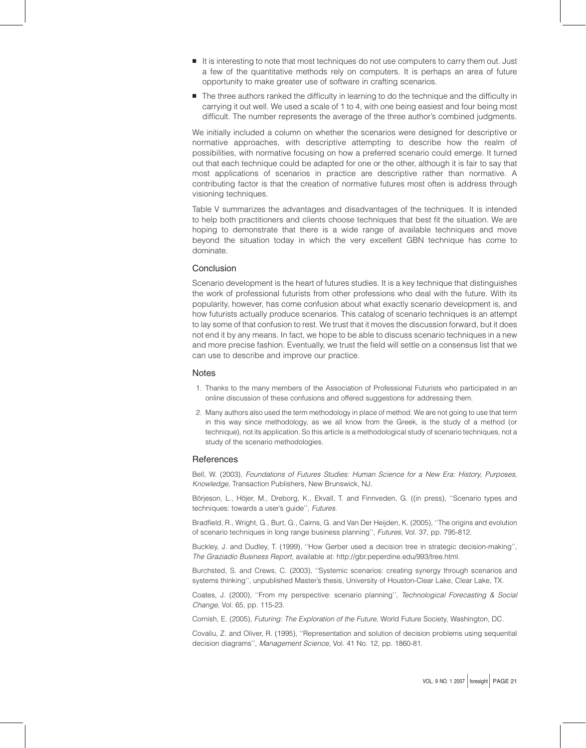- It is interesting to note that most techniques do not use computers to carry them out. Just a few of the quantitative methods rely on computers. It is perhaps an area of future opportunity to make greater use of software in crafting scenarios.
- The three authors ranked the difficulty in learning to do the technique and the difficulty in carrying it out well. We used a scale of 1 to 4, with one being easiest and four being most difficult. The number represents the average of the three author's combined judgments.

We initially included a column on whether the scenarios were designed for descriptive or normative approaches, with descriptive attempting to describe how the realm of possibilities, with normative focusing on how a preferred scenario could emerge. It turned out that each technique could be adapted for one or the other, although it is fair to say that most applications of scenarios in practice are descriptive rather than normative. A contributing factor is that the creation of normative futures most often is address through visioning techniques.

Table V summarizes the advantages and disadvantages of the techniques. It is intended to help both practitioners and clients choose techniques that best fit the situation. We are hoping to demonstrate that there is a wide range of available techniques and move beyond the situation today in which the very excellent GBN technique has come to dominate.

## Conclusion

Scenario development is the heart of futures studies. It is a key technique that distinguishes the work of professional futurists from other professions who deal with the future. With its popularity, however, has come confusion about what exactly scenario development is, and how futurists actually produce scenarios. This catalog of scenario techniques is an attempt to lay some of that confusion to rest. We trust that it moves the discussion forward, but it does not end it by any means. In fact, we hope to be able to discuss scenario techniques in a new and more precise fashion. Eventually, we trust the field will settle on a consensus list that we can use to describe and improve our practice.

## Notes

1. Thanks to the many members of the Association of Professional Futurists who participated in an online discussion of these confusions and offered suggestions for addressing them.
2. Many authors also used the term methodology in place of method. We are not going to use that term in this way since methodology, as we all know from the Greek, is the study of a method (or technique), not its application. So this article is a methodological study of scenario techniques, not a study of the scenario methodologies.

## References

Bell, W. (2003), *Foundations of Futures Studies: Human Science for a New Era: History, Purposes, Knowledge*, Transaction Publishers, New Brunswick, NJ.

Börjeson, L., Höjer, M., Dreborg, K., Ekvall, T. and Finnveden, G. ((in press), ''Scenario types and techniques: towards a user's guide'', *Futures*.

Bradfield, R., Wright, G., Burt, G., Cairns, G. and Van Der Heijden, K. (2005), ''The origins and evolution of scenario techniques in long range business planning'', *Futures*, Vol. 37, pp. 795-812.

Buckley, J. and Dudley, T. (1999), ''How Gerber used a decision tree in strategic decision-making'', *The Graziadio Business Report*, available at: http://gbr.peperdine.edu/993/tree.html.

Burchsted, S. and Crews, C. (2003), ''Systemic scenarios: creating synergy through scenarios and systems thinking'', unpublished Master's thesis, University of Houston-Clear Lake, Clear Lake, TX.

Coates, J. (2000), ''From my perspective: scenario planning'', *Technological Forecasting & Social Change*, Vol. 65, pp. 115-23.

Cornish, E. (2005), *Futuring: The Exploration of the Future*, World Future Society, Washington, DC.

Covaliu, Z. and Oliver, R. (1995), ''Representation and solution of decision problems using sequential decision diagrams'', *Management Science*, Vol. 41 No. 12, pp. 1860-81.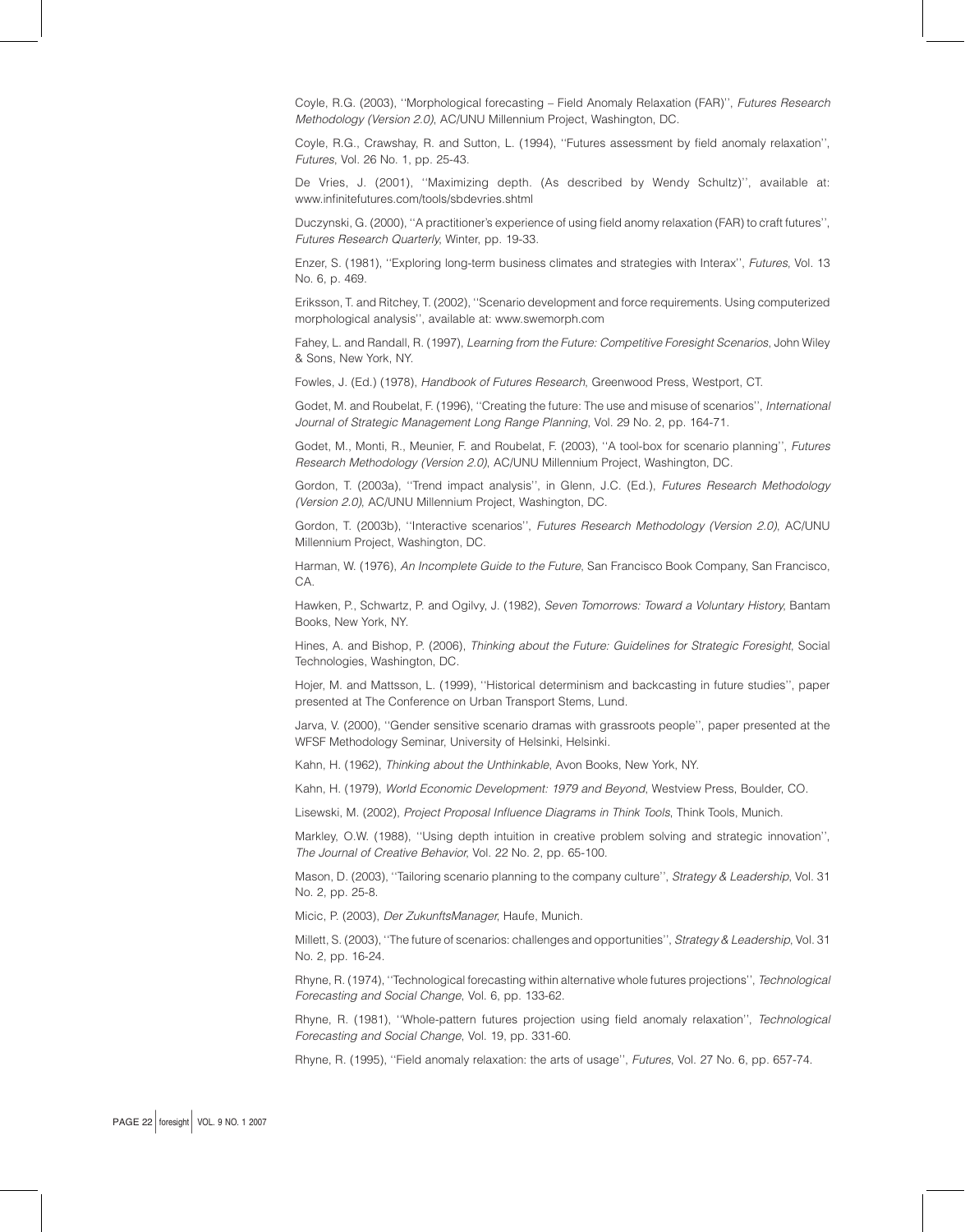Coyle, R.G. (2003), ''Morphological forecasting – Field Anomaly Relaxation (FAR)'', *Futures Research Methodology (Version 2.0)*, AC/UNU Millennium Project, Washington, DC.

Coyle, R.G., Crawshay, R. and Sutton, L. (1994), ''Futures assessment by field anomaly relaxation'', *Futures*, Vol. 26 No. 1, pp. 25-43.

De Vries, J. (2001), ''Maximizing depth. (As described by Wendy Schultz)'', available at: www.infinitefutures.com/tools/sbdevries.shtml

Duczynski, G. (2000), ''A practitioner's experience of using field anomy relaxation (FAR) to craft futures'', *Futures Research Quarterly*, Winter, pp. 19-33.

Enzer, S. (1981), ''Exploring long-term business climates and strategies with Interax'', *Futures*, Vol. 13 No. 6, p. 469.

Eriksson, T. and Ritchey, T. (2002), ''Scenario development and force requirements. Using computerized morphological analysis'', available at: www.swemorph.com

Fahey, L. and Randall, R. (1997), *Learning from the Future: Competitive Foresight Scenarios*, John Wiley & Sons, New York, NY.

Fowles, J. (Ed.) (1978), *Handbook of Futures Research*, Greenwood Press, Westport, CT.

Godet, M. and Roubelat, F. (1996), ''Creating the future: The use and misuse of scenarios'', *International Journal of Strategic Management Long Range Planning*, Vol. 29 No. 2, pp. 164-71.

Godet, M., Monti, R., Meunier, F. and Roubelat, F. (2003), ''A tool-box for scenario planning'', *Futures Research Methodology (Version 2.0)*, AC/UNU Millennium Project, Washington, DC.

Gordon, T. (2003a), ''Trend impact analysis'', in Glenn, J.C. (Ed.), *Futures Research Methodology (Version 2.0)*, AC/UNU Millennium Project, Washington, DC.

Gordon, T. (2003b), ''Interactive scenarios'', *Futures Research Methodology (Version 2.0)*, AC/UNU Millennium Project, Washington, DC.

Harman, W. (1976), *An Incomplete Guide to the Future*, San Francisco Book Company, San Francisco, CA.

Hawken, P., Schwartz, P. and Ogilvy, J. (1982), *Seven Tomorrows: Toward a Voluntary History*, Bantam Books, New York, NY.

Hines, A. and Bishop, P. (2006), *Thinking about the Future: Guidelines for Strategic Foresight*, Social Technologies, Washington, DC.

Hojer, M. and Mattsson, L. (1999), ''Historical determinism and backcasting in future studies'', paper presented at The Conference on Urban Transport Stems, Lund.

Jarva, V. (2000), ''Gender sensitive scenario dramas with grassroots people'', paper presented at the WFSF Methodology Seminar, University of Helsinki, Helsinki.

Kahn, H. (1962), *Thinking about the Unthinkable*, Avon Books, New York, NY.

Kahn, H. (1979), *World Economic Development: 1979 and Beyond*, Westview Press, Boulder, CO.

Lisewski, M. (2002), *Project Proposal Influence Diagrams in Think Tools*, Think Tools, Munich.

Markley, O.W. (1988), ''Using depth intuition in creative problem solving and strategic innovation'', *The Journal of Creative Behavior*, Vol. 22 No. 2, pp. 65-100.

Mason, D. (2003), ''Tailoring scenario planning to the company culture'', *Strategy & Leadership*, Vol. 31 No. 2, pp. 25-8.

Micic, P. (2003), *Der ZukunftsManager*, Haufe, Munich.

Millett, S. (2003), ''The future of scenarios: challenges and opportunities'', *Strategy & Leadership*, Vol. 31 No. 2, pp. 16-24.

Rhyne, R. (1974), ''Technological forecasting within alternative whole futures projections'', *Technological Forecasting and Social Change*, Vol. 6, pp. 133-62.

Rhyne, R. (1981), ''Whole-pattern futures projection using field anomaly relaxation'', *Technological Forecasting and Social Change*, Vol. 19, pp. 331-60.

Rhyne, R. (1995), ''Field anomaly relaxation: the arts of usage'', *Futures*, Vol. 27 No. 6, pp. 657-74.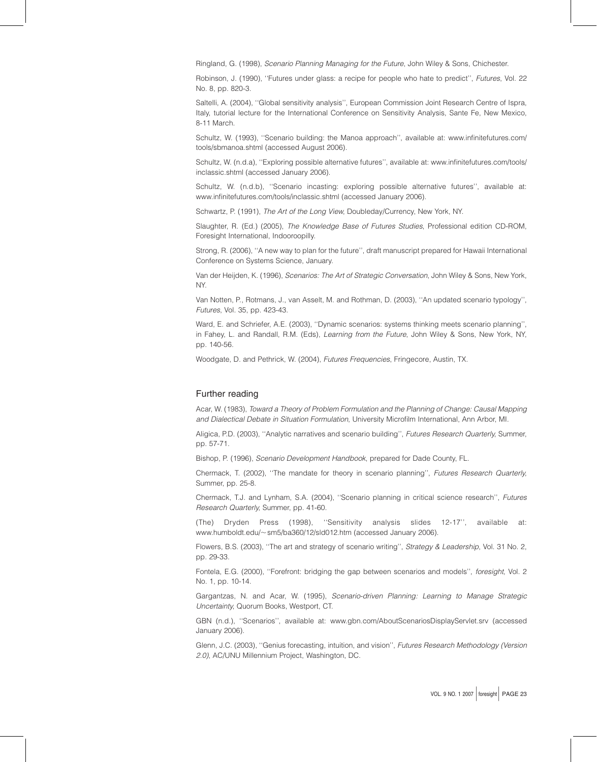Ringland, G. (1998), *Scenario Planning Managing for the Future*, John Wiley & Sons, Chichester.

Robinson, J. (1990), ''Futures under glass: a recipe for people who hate to predict'', *Futures*, Vol. 22 No. 8, pp. 820-3.

Saltelli, A. (2004), ''Global sensitivity analysis'', European Commission Joint Research Centre of Ispra, Italy, tutorial lecture for the International Conference on Sensitivity Analysis, Sante Fe, New Mexico, 8-11 March.

Schultz, W. (1993), ''Scenario building: the Manoa approach'', available at: www.infinitefutures.com/tools/sbmanoa.shtml (accessed August 2006).

Schultz, W. (n.d.a), ''Exploring possible alternative futures'', available at: www.infinitefutures.com/tools/inclassic.shtml (accessed January 2006).

Schultz, W. (n.d.b), ''Scenario incasting: exploring possible alternative futures'', available at: www.infinitefutures.com/tools/inclassic.shtml (accessed January 2006).

Schwartz, P. (1991), *The Art of the Long View*, Doubleday/Currency, New York, NY.

Slaughter, R. (Ed.) (2005), *The Knowledge Base of Futures Studies*, Professional edition CD-ROM, Foresight International, Indooroopilly.

Strong, R. (2006), ''A new way to plan for the future'', draft manuscript prepared for Hawaii International Conference on Systems Science, January.

Van der Heijden, K. (1996), *Scenarios: The Art of Strategic Conversation*, John Wiley & Sons, New York, NY.

Van Notten, P., Rotmans, J., van Asselt, M. and Rothman, D. (2003), ''An updated scenario typology'', *Futures*, Vol. 35, pp. 423-43.

Ward, E. and Schriefer, A.E. (2003), ''Dynamic scenarios: systems thinking meets scenario planning'', in Fahey, L. and Randall, R.M. (Eds), *Learning from the Future*, John Wiley & Sons, New York, NY, pp. 140-56.

Woodgate, D. and Pethrick, W. (2004), *Futures Frequencies*, Fringecore, Austin, TX.

## Further reading

Acar, W. (1983), *Toward a Theory of Problem Formulation and the Planning of Change: Causal Mapping and Dialectical Debate in Situation Formulation*, University Microfilm International, Ann Arbor, MI.

Aligica, P.D. (2003), ''Analytic narratives and scenario building'', *Futures Research Quarterly*, Summer, pp. 57-71.

Bishop, P. (1996), *Scenario Development Handbook*, prepared for Dade County, FL.

Chermack, T. (2002), ''The mandate for theory in scenario planning'', *Futures Research Quarterly*, Summer, pp. 25-8.

Chermack, T.J. and Lynham, S.A. (2004), ''Scenario planning in critical science research'', *Futures Research Quarterly*, Summer, pp. 41-60.

(The) Dryden Press (1998), ''Sensitivity analysis slides 12-17'', available at: www.humboldt.edu/~sm5/ba360/12/sld012.htm (accessed January 2006).

Flowers, B.S. (2003), ''The art and strategy of scenario writing'', *Strategy & Leadership*, Vol. 31 No. 2, pp. 29-33.

Fontela, E.G. (2000), ''Forefront: bridging the gap between scenarios and models'', *foresight*, Vol. 2 No. 1, pp. 10-14.

Gargantzas, N. and Acar, W. (1995), *Scenario-driven Planning: Learning to Manage Strategic Uncertainty*, Quorum Books, Westport, CT.

GBN (n.d.), ''Scenarios'', available at: www.gbn.com/AboutScenariosDisplayServlet.srv (accessed January 2006).

Glenn, J.C. (2003), ''Genius forecasting, intuition, and vision'', *Futures Research Methodology (Version 2.0)*, AC/UNU Millennium Project, Washington, DC.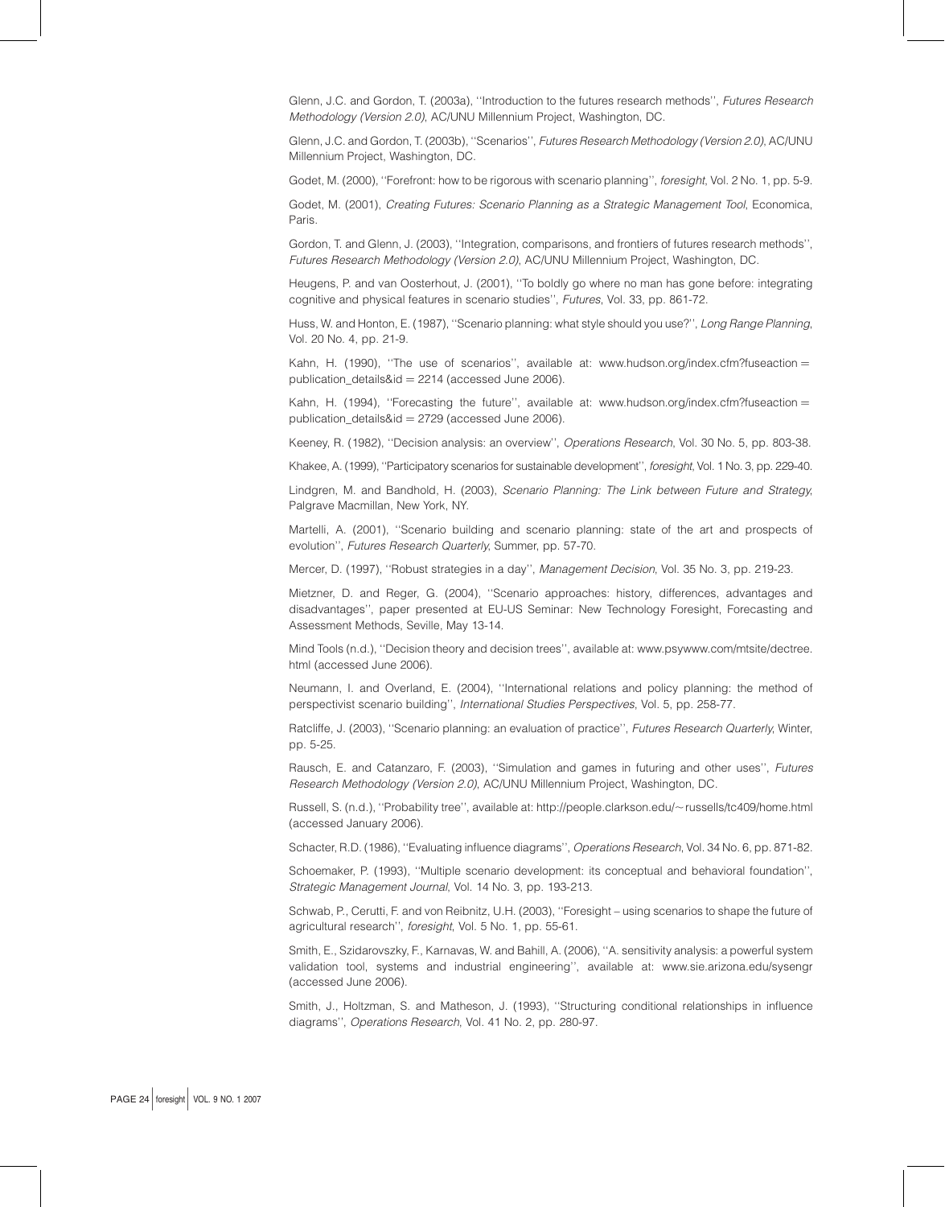Glenn, J.C. and Gordon, T. (2003a), ''Introduction to the futures research methods'', *Futures Research Methodology (Version 2.0)*, AC/UNU Millennium Project, Washington, DC.

Glenn, J.C. and Gordon, T. (2003b), ''Scenarios'', *Futures Research Methodology (Version 2.0)*, AC/UNU Millennium Project, Washington, DC.

Godet, M. (2000), ''Forefront: how to be rigorous with scenario planning'', *foresight*, Vol. 2 No. 1, pp. 5-9.

Godet, M. (2001), *Creating Futures: Scenario Planning as a Strategic Management Tool*, Economica, Paris.

Gordon, T. and Glenn, J. (2003), ''Integration, comparisons, and frontiers of futures research methods'', *Futures Research Methodology (Version 2.0)*, AC/UNU Millennium Project, Washington, DC.

Heugens, P. and van Oosterhout, J. (2001), ''To boldly go where no man has gone before: integrating cognitive and physical features in scenario studies'', *Futures*, Vol. 33, pp. 861-72.

Huss, W. and Honton, E. (1987), ''Scenario planning: what style should you use?'', *Long Range Planning*, Vol. 20 No. 4, pp. 21-9.

Kahn, H. (1990), ''The use of scenarios'', available at: www.hudson.org/index.cfm?fuseaction = publication_details&id = 2214 (accessed June 2006).

Kahn, H. (1994), ''Forecasting the future'', available at: www.hudson.org/index.cfm?fuseaction = publication_details&id = 2729 (accessed June 2006).

Keeney, R. (1982), ''Decision analysis: an overview'', *Operations Research*, Vol. 30 No. 5, pp. 803-38.

Khakee, A. (1999), ''Participatory scenarios for sustainable development'', *foresight*, Vol. 1 No. 3, pp. 229-40.

Lindgren, M. and Bandhold, H. (2003), *Scenario Planning: The Link between Future and Strategy*, Palgrave Macmillan, New York, NY.

Martelli, A. (2001), ''Scenario building and scenario planning: state of the art and prospects of evolution'', *Futures Research Quarterly*, Summer, pp. 57-70.

Mercer, D. (1997), ''Robust strategies in a day'', *Management Decision*, Vol. 35 No. 3, pp. 219-23.

Mietzner, D. and Reger, G. (2004), ''Scenario approaches: history, differences, advantages and disadvantages'', paper presented at EU-US Seminar: New Technology Foresight, Forecasting and Assessment Methods, Seville, May 13-14.

Mind Tools (n.d.), ''Decision theory and decision trees'', available at: www.psywww.com/mtsite/dectree.html (accessed June 2006).

Neumann, I. and Overland, E. (2004), ''International relations and policy planning: the method of perspectivist scenario building'', *International Studies Perspectives*, Vol. 5, pp. 258-77.

Ratcliffe, J. (2003), ''Scenario planning: an evaluation of practice'', *Futures Research Quarterly*, Winter, pp. 5-25.

Rausch, E. and Catanzaro, F. (2003), ''Simulation and games in futuring and other uses'', *Futures Research Methodology (Version 2.0)*, AC/UNU Millennium Project, Washington, DC.

Russell, S. (n.d.), ''Probability tree'', available at: http://people.clarkson.edu/~russells/tc409/home.html (accessed January 2006).

Schacter, R.D. (1986), ''Evaluating influence diagrams'', *Operations Research*, Vol. 34 No. 6, pp. 871-82.

Schoemaker, P. (1993), ''Multiple scenario development: its conceptual and behavioral foundation'', *Strategic Management Journal*, Vol. 14 No. 3, pp. 193-213.

Schwab, P., Cerutti, F. and von Reibnitz, U.H. (2003), ''Foresight – using scenarios to shape the future of agricultural research'', *foresight*, Vol. 5 No. 1, pp. 55-61.

Smith, E., Szidarovszky, F., Karnavas, W. and Bahill, A. (2006), ''A. sensitivity analysis: a powerful system validation tool, systems and industrial engineering'', available at: www.sie.arizona.edu/sysengr (accessed June 2006).

Smith, J., Holtzman, S. and Matheson, J. (1993), ''Structuring conditional relationships in influence diagrams'', *Operations Research*, Vol. 41 No. 2, pp. 280-97.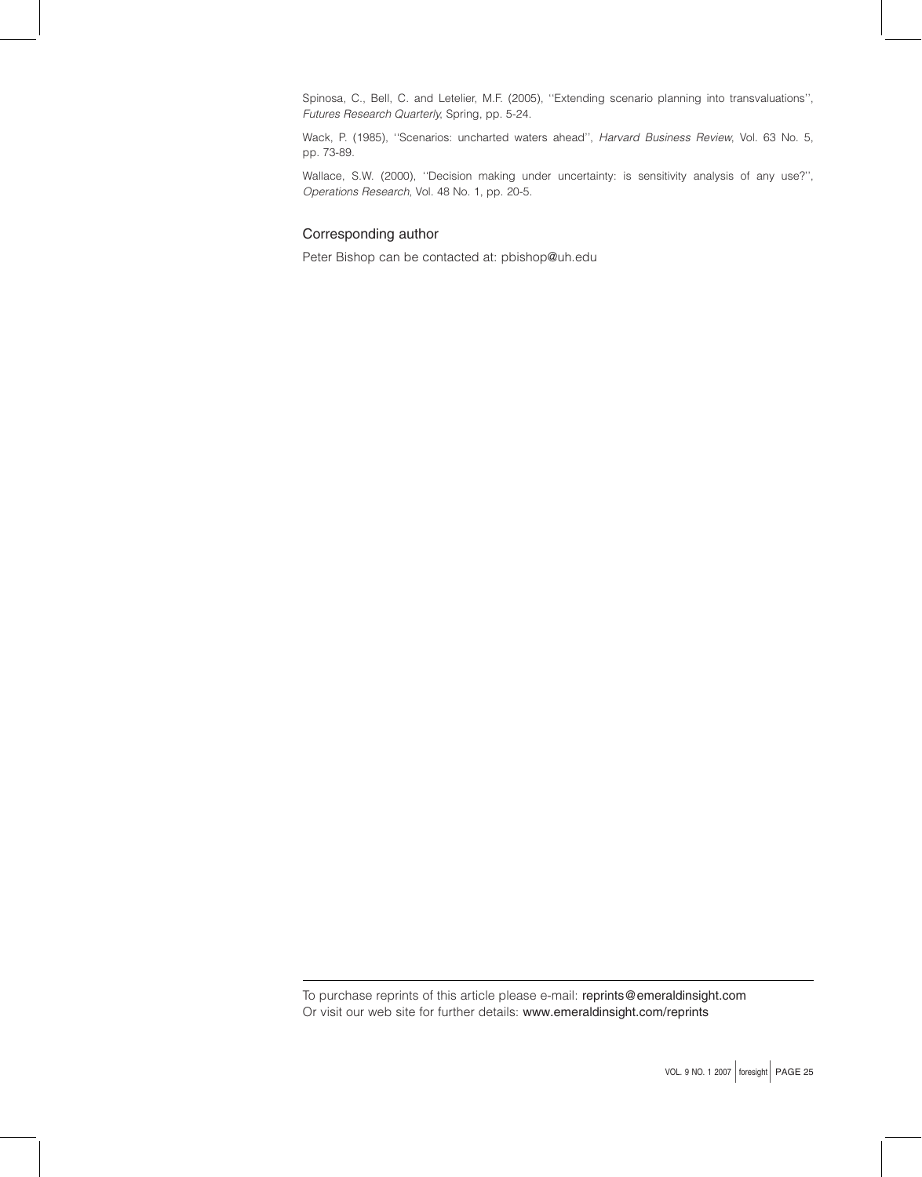Spinosa, C., Bell, C. and Letelier, M.F. (2005), ''Extending scenario planning into transvaluations'', *Futures Research Quarterly*, Spring, pp. 5-24.

Wack, P. (1985), ''Scenarios: uncharted waters ahead'', *Harvard Business Review*, Vol. 63 No. 5, pp. 73-89.

Wallace, S.W. (2000), ''Decision making under uncertainty: is sensitivity analysis of any use?'', *Operations Research*, Vol. 48 No. 1, pp. 20-5.

## Corresponding author

Peter Bishop can be contacted at: pbishop@uh.edu

---

To purchase reprints of this article please e-mail: reprints@emeraldinsight.com
Or visit our web site for further details: www.emeraldinsight.com/reprints